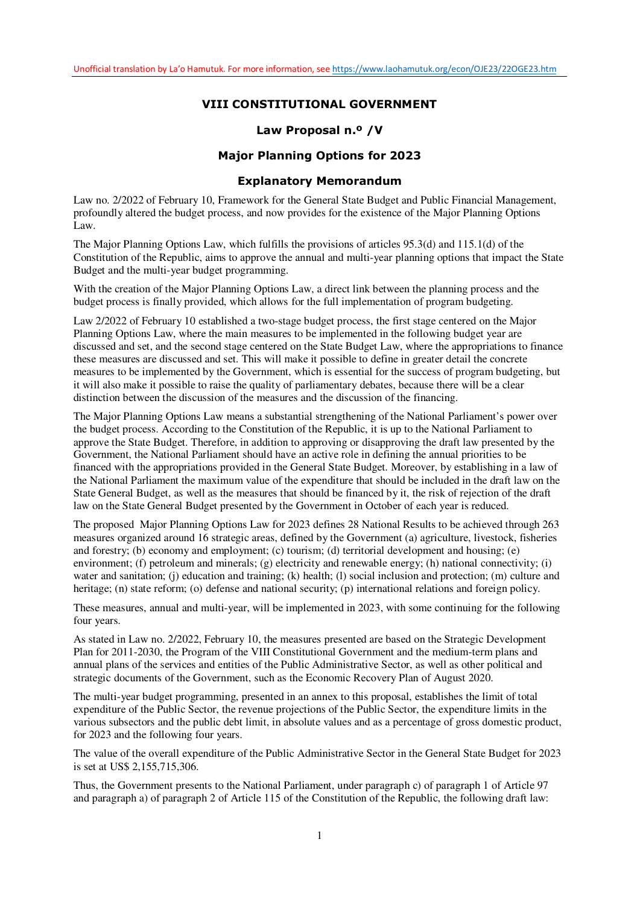Unofficial translation by La'o Hamutuk. For more information, see https://www.laohamutuk.org/econ/OJE23/22OGE23.htm

# VIII CONSTITUTIONAL GOVERNMENT

## Law Proposal n.º /V

## Major Planning Options for 2023

## Explanatory Memorandum

Law no. 2/2022 of February 10, Framework for the General State Budget and Public Financial Management, profoundly altered the budget process, and now provides for the existence of the Major Planning Options Law.

The Major Planning Options Law, which fulfills the provisions of articles 95.3(d) and 115.1(d) of the Constitution of the Republic, aims to approve the annual and multi-year planning options that impact the State Budget and the multi-year budget programming.

With the creation of the Major Planning Options Law, a direct link between the planning process and the budget process is finally provided, which allows for the full implementation of program budgeting.

Law 2/2022 of February 10 established a two-stage budget process, the first stage centered on the Major Planning Options Law, where the main measures to be implemented in the following budget year are discussed and set, and the second stage centered on the State Budget Law, where the appropriations to finance these measures are discussed and set. This will make it possible to define in greater detail the concrete measures to be implemented by the Government, which is essential for the success of program budgeting, but it will also make it possible to raise the quality of parliamentary debates, because there will be a clear distinction between the discussion of the measures and the discussion of the financing.

The Major Planning Options Law means a substantial strengthening of the National Parliament's power over the budget process. According to the Constitution of the Republic, it is up to the National Parliament to approve the State Budget. Therefore, in addition to approving or disapproving the draft law presented by the Government, the National Parliament should have an active role in defining the annual priorities to be financed with the appropriations provided in the General State Budget. Moreover, by establishing in a law of the National Parliament the maximum value of the expenditure that should be included in the draft law on the State General Budget, as well as the measures that should be financed by it, the risk of rejection of the draft law on the State General Budget presented by the Government in October of each year is reduced.

The proposed Major Planning Options Law for 2023 defines 28 National Results to be achieved through 263 measures organized around 16 strategic areas, defined by the Government (a) agriculture, livestock, fisheries and forestry; (b) economy and employment; (c) tourism; (d) territorial development and housing; (e) environment; (f) petroleum and minerals; (g) electricity and renewable energy; (h) national connectivity; (i) water and sanitation; (j) education and training; (k) health; (l) social inclusion and protection; (m) culture and heritage; (n) state reform; (o) defense and national security; (p) international relations and foreign policy.

These measures, annual and multi-year, will be implemented in 2023, with some continuing for the following four years.

As stated in Law no. 2/2022, February 10, the measures presented are based on the Strategic Development Plan for 2011-2030, the Program of the VIII Constitutional Government and the medium-term plans and annual plans of the services and entities of the Public Administrative Sector, as well as other political and strategic documents of the Government, such as the Economic Recovery Plan of August 2020.

The multi-year budget programming, presented in an annex to this proposal, establishes the limit of total expenditure of the Public Sector, the revenue projections of the Public Sector, the expenditure limits in the various subsectors and the public debt limit, in absolute values and as a percentage of gross domestic product, for 2023 and the following four years.

The value of the overall expenditure of the Public Administrative Sector in the General State Budget for 2023 is set at US$ 2,155,715,306.

Thus, the Government presents to the National Parliament, under paragraph c) of paragraph 1 of Article 97 and paragraph a) of paragraph 2 of Article 115 of the Constitution of the Republic, the following draft law: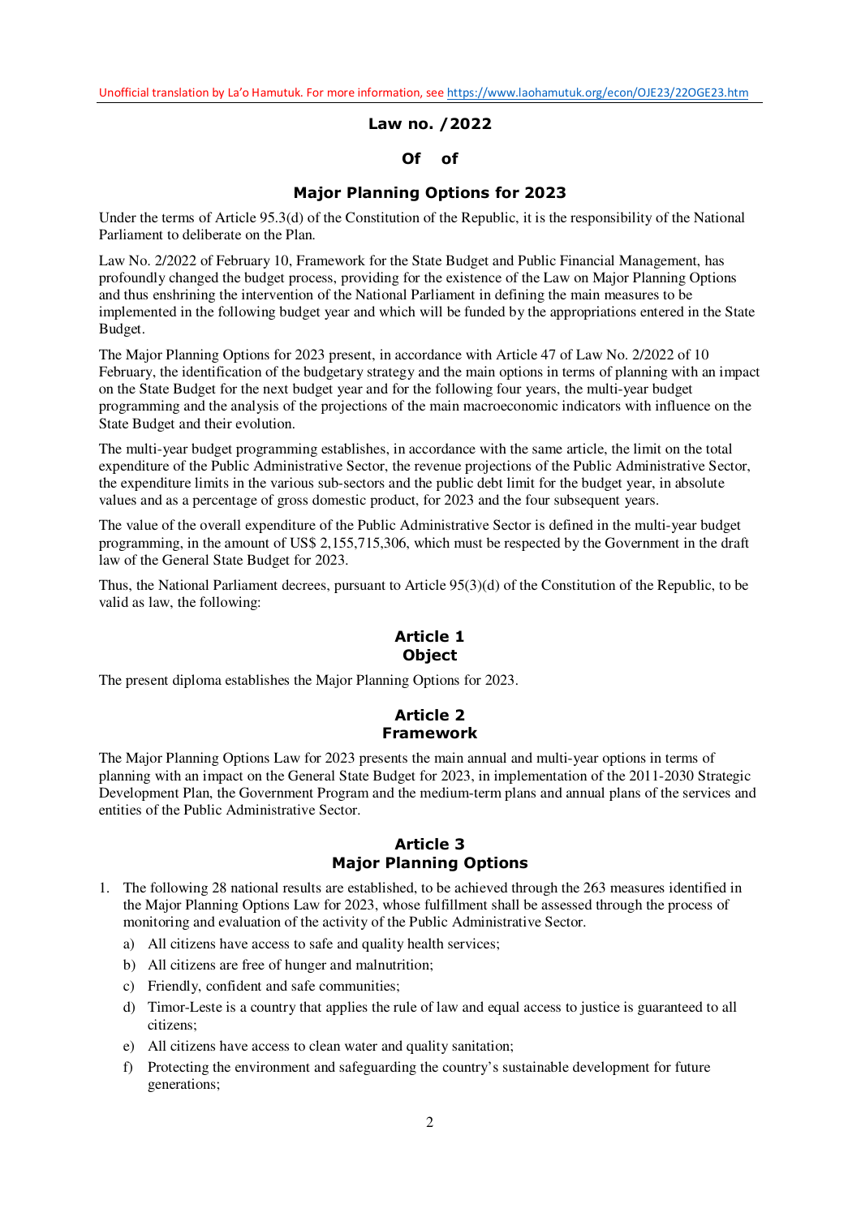Unofficial translation by La'o Hamutuk. For more information, see https://www.laohamutuk.org/econ/OJE23/22OGE23.htm

# Law no. /2022

## Of of

## Major Planning Options for 2023

Under the terms of Article 95.3(d) of the Constitution of the Republic, it is the responsibility of the National Parliament to deliberate on the Plan.

Law No. 2/2022 of February 10, Framework for the State Budget and Public Financial Management, has profoundly changed the budget process, providing for the existence of the Law on Major Planning Options and thus enshrining the intervention of the National Parliament in defining the main measures to be implemented in the following budget year and which will be funded by the appropriations entered in the State Budget.

The Major Planning Options for 2023 present, in accordance with Article 47 of Law No. 2/2022 of 10 February, the identification of the budgetary strategy and the main options in terms of planning with an impact on the State Budget for the next budget year and for the following four years, the multi-year budget programming and the analysis of the projections of the main macroeconomic indicators with influence on the State Budget and their evolution.

The multi-year budget programming establishes, in accordance with the same article, the limit on the total expenditure of the Public Administrative Sector, the revenue projections of the Public Administrative Sector, the expenditure limits in the various sub-sectors and the public debt limit for the budget year, in absolute values and as a percentage of gross domestic product, for 2023 and the four subsequent years.

The value of the overall expenditure of the Public Administrative Sector is defined in the multi-year budget programming, in the amount of US$ 2,155,715,306, which must be respected by the Government in the draft law of the General State Budget for 2023.

Thus, the National Parliament decrees, pursuant to Article 95(3)(d) of the Constitution of the Republic, to be valid as law, the following:

### Article 1
### Object

The present diploma establishes the Major Planning Options for 2023.

### Article 2
### Framework

The Major Planning Options Law for 2023 presents the main annual and multi-year options in terms of planning with an impact on the General State Budget for 2023, in implementation of the 2011-2030 Strategic Development Plan, the Government Program and the medium-term plans and annual plans of the services and entities of the Public Administrative Sector.

### Article 3
### Major Planning Options

1. The following 28 national results are established, to be achieved through the 263 measures identified in the Major Planning Options Law for 2023, whose fulfillment shall be assessed through the process of monitoring and evaluation of the activity of the Public Administrative Sector.
   a) All citizens have access to safe and quality health services;
   b) All citizens are free of hunger and malnutrition;
   c) Friendly, confident and safe communities;
   d) Timor-Leste is a country that applies the rule of law and equal access to justice is guaranteed to all citizens;
   e) All citizens have access to clean water and quality sanitation;
   f) Protecting the environment and safeguarding the country's sustainable development for future generations;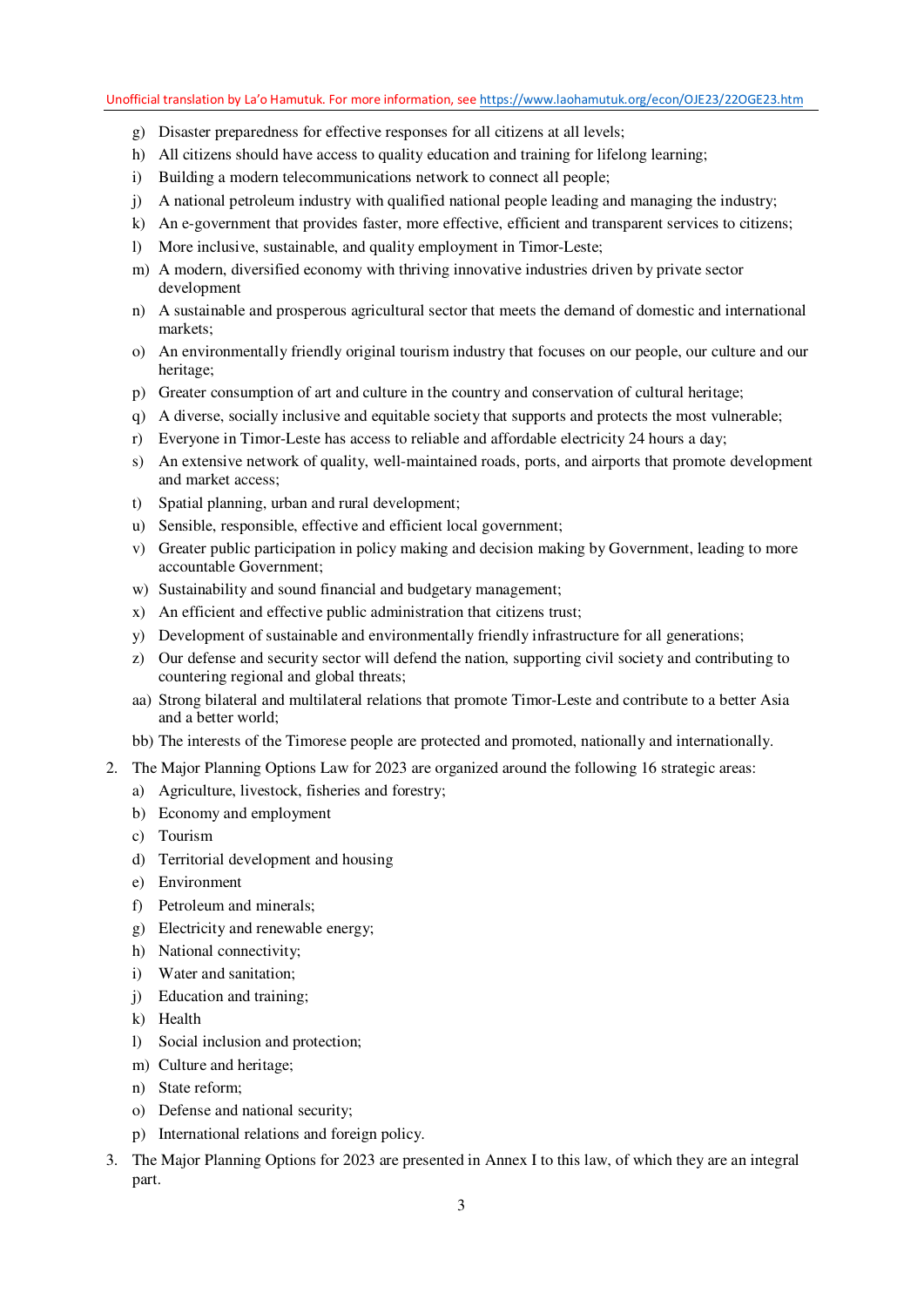g) Disaster preparedness for effective responses for all citizens at all levels;
h) All citizens should have access to quality education and training for lifelong learning;
i) Building a modern telecommunications network to connect all people;
j) A national petroleum industry with qualified national people leading and managing the industry;
k) An e-government that provides faster, more effective, efficient and transparent services to citizens;
l) More inclusive, sustainable, and quality employment in Timor-Leste;
m) A modern, diversified economy with thriving innovative industries driven by private sector development
n) A sustainable and prosperous agricultural sector that meets the demand of domestic and international markets;
o) An environmentally friendly original tourism industry that focuses on our people, our culture and our heritage;
p) Greater consumption of art and culture in the country and conservation of cultural heritage;
q) A diverse, socially inclusive and equitable society that supports and protects the most vulnerable;
r) Everyone in Timor-Leste has access to reliable and affordable electricity 24 hours a day;
s) An extensive network of quality, well-maintained roads, ports, and airports that promote development and market access;
t) Spatial planning, urban and rural development;
u) Sensible, responsible, effective and efficient local government;
v) Greater public participation in policy making and decision making by Government, leading to more accountable Government;
w) Sustainability and sound financial and budgetary management;
x) An efficient and effective public administration that citizens trust;
y) Development of sustainable and environmentally friendly infrastructure for all generations;
z) Our defense and security sector will defend the nation, supporting civil society and contributing to countering regional and global threats;
aa) Strong bilateral and multilateral relations that promote Timor-Leste and contribute to a better Asia and a better world;
bb) The interests of the Timorese people are protected and promoted, nationally and internationally.

2. The Major Planning Options Law for 2023 are organized around the following 16 strategic areas:
   a) Agriculture, livestock, fisheries and forestry;
   b) Economy and employment
   c) Tourism
   d) Territorial development and housing
   e) Environment
   f) Petroleum and minerals;
   g) Electricity and renewable energy;
   h) National connectivity;
   i) Water and sanitation;
   j) Education and training;
   k) Health
   l) Social inclusion and protection;
   m) Culture and heritage;
   n) State reform;
   o) Defense and national security;
   p) International relations and foreign policy.
3. The Major Planning Options for 2023 are presented in Annex I to this law, of which they are an integral part.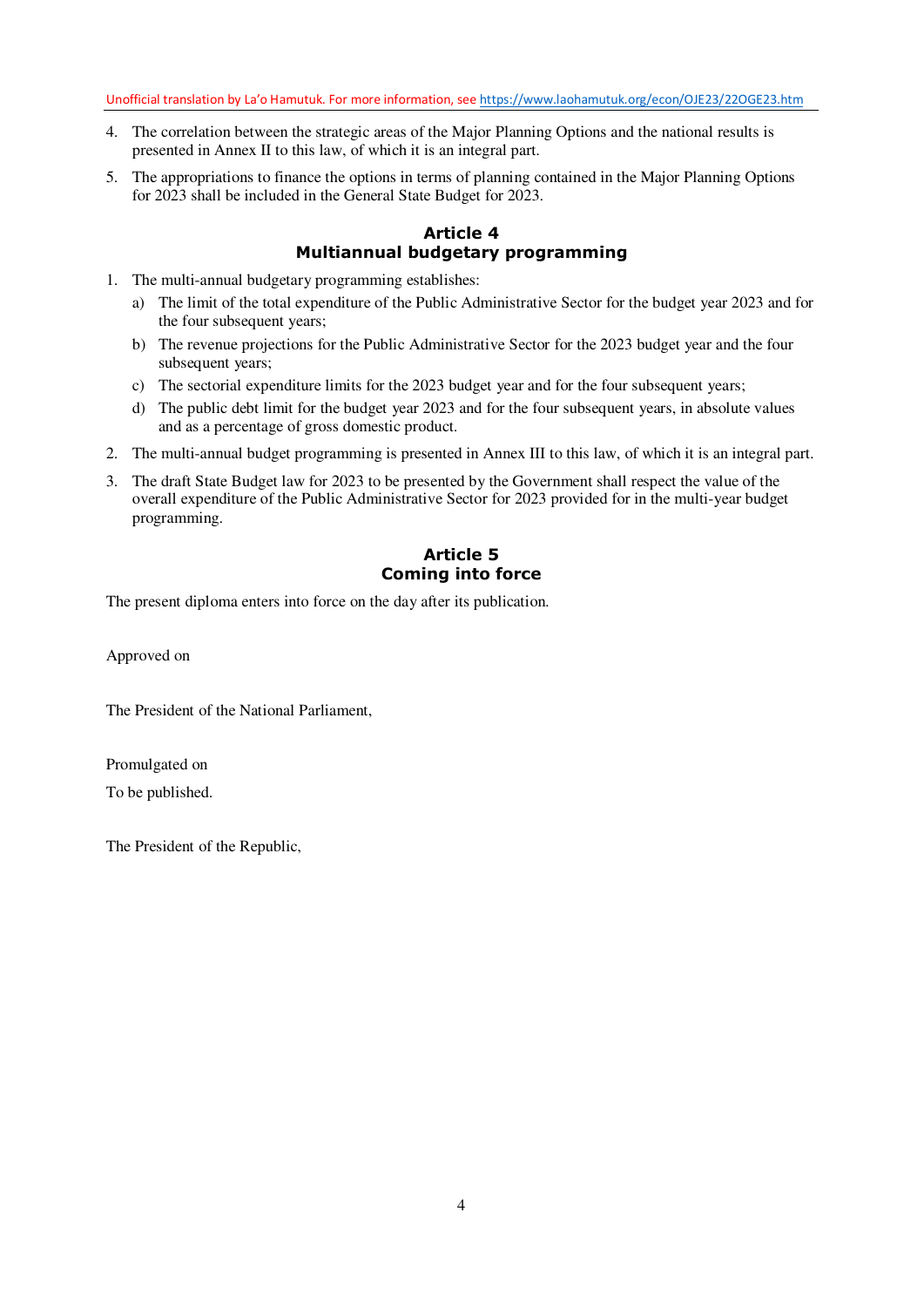4. The correlation between the strategic areas of the Major Planning Options and the national results is presented in Annex II to this law, of which it is an integral part.
5. The appropriations to finance the options in terms of planning contained in the Major Planning Options for 2023 shall be included in the General State Budget for 2023.

## Article 4
## Multiannual budgetary programming

1. The multi-annual budgetary programming establishes:
   a) The limit of the total expenditure of the Public Administrative Sector for the budget year 2023 and for the four subsequent years;
   b) The revenue projections for the Public Administrative Sector for the 2023 budget year and the four subsequent years;
   c) The sectorial expenditure limits for the 2023 budget year and for the four subsequent years;
   d) The public debt limit for the budget year 2023 and for the four subsequent years, in absolute values and as a percentage of gross domestic product.
2. The multi-annual budget programming is presented in Annex III to this law, of which it is an integral part.
3. The draft State Budget law for 2023 to be presented by the Government shall respect the value of the overall expenditure of the Public Administrative Sector for 2023 provided for in the multi-year budget programming.

## Article 5
## Coming into force

The present diploma enters into force on the day after its publication.

Approved on

The President of the National Parliament,

Promulgated on

To be published.

The President of the Republic,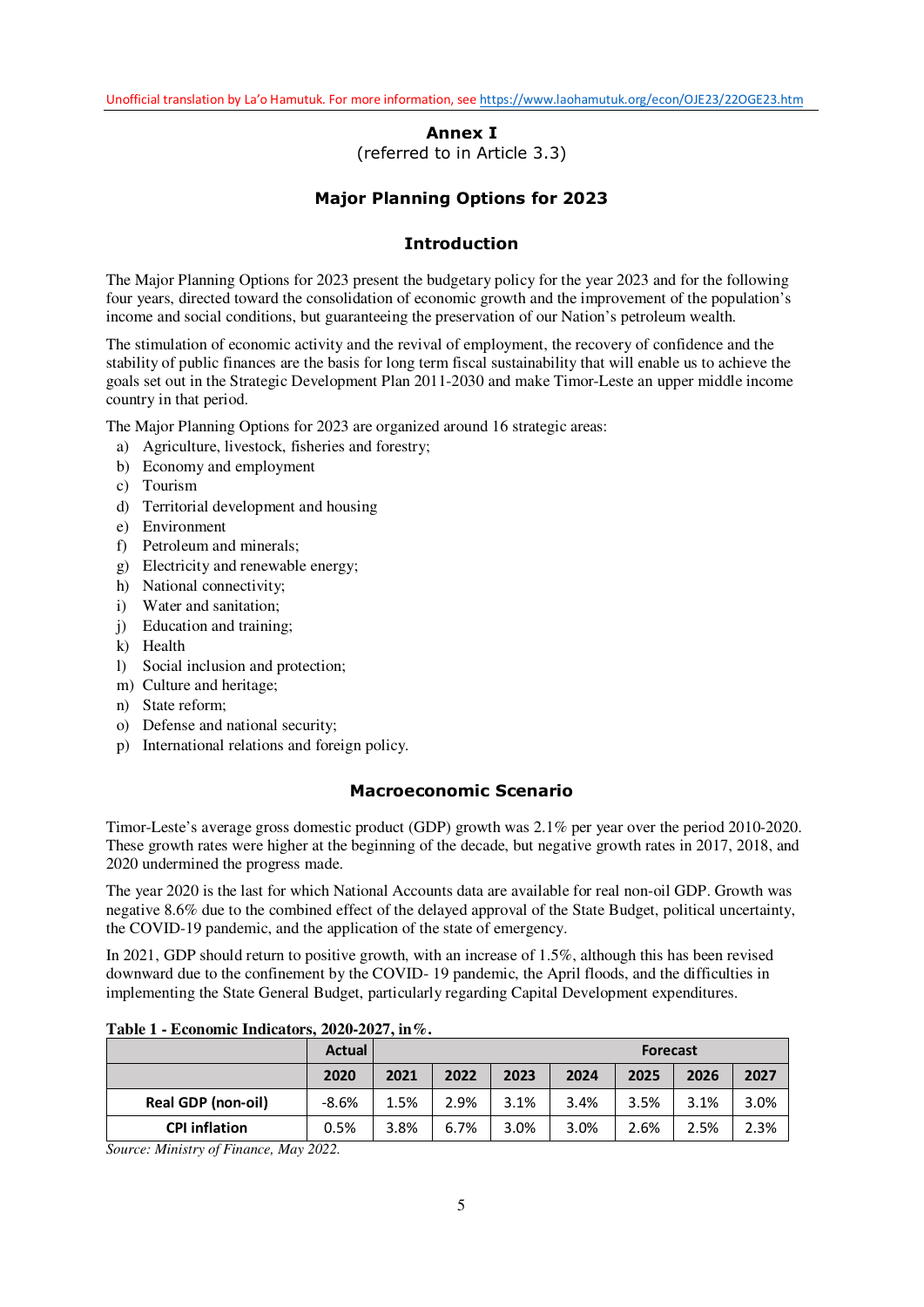# Annex I

(referred to in Article 3.3)

## Major Planning Options for 2023

### Introduction

The Major Planning Options for 2023 present the budgetary policy for the year 2023 and for the following four years, directed toward the consolidation of economic growth and the improvement of the population's income and social conditions, but guaranteeing the preservation of our Nation's petroleum wealth.

The stimulation of economic activity and the revival of employment, the recovery of confidence and the stability of public finances are the basis for long term fiscal sustainability that will enable us to achieve the goals set out in the Strategic Development Plan 2011-2030 and make Timor-Leste an upper middle income country in that period.

The Major Planning Options for 2023 are organized around 16 strategic areas:

a) Agriculture, livestock, fisheries and forestry;
b) Economy and employment
c) Tourism
d) Territorial development and housing
e) Environment
f) Petroleum and minerals;
g) Electricity and renewable energy;
h) National connectivity;
i) Water and sanitation;
j) Education and training;
k) Health
l) Social inclusion and protection;
m) Culture and heritage;
n) State reform;
o) Defense and national security;
p) International relations and foreign policy.

### Macroeconomic Scenario

Timor-Leste's average gross domestic product (GDP) growth was 2.1% per year over the period 2010-2020. These growth rates were higher at the beginning of the decade, but negative growth rates in 2017, 2018, and 2020 undermined the progress made.

The year 2020 is the last for which National Accounts data are available for real non-oil GDP. Growth was negative 8.6% due to the combined effect of the delayed approval of the State Budget, political uncertainty, the COVID-19 pandemic, and the application of the state of emergency.

In 2021, GDP should return to positive growth, with an increase of 1.5%, although this has been revised downward due to the confinement by the COVID- 19 pandemic, the April floods, and the difficulties in implementing the State General Budget, particularly regarding Capital Development expenditures.

**Table 1 - Economic Indicators, 2020-2027, in%.**

| | Actual | Forecast | | | | | | |
|---|---|---|---|---|---|---|---|---|
| | 2020 | 2021 | 2022 | 2023 | 2024 | 2025 | 2026 | 2027 |
| **Real GDP (non-oil)** | -8.6% | 1.5% | 2.9% | 3.1% | 3.4% | 3.5% | 3.1% | 3.0% |
| **CPI inflation** | 0.5% | 3.8% | 6.7% | 3.0% | 3.0% | 2.6% | 2.5% | 2.3% |

*Source: Ministry of Finance, May 2022.*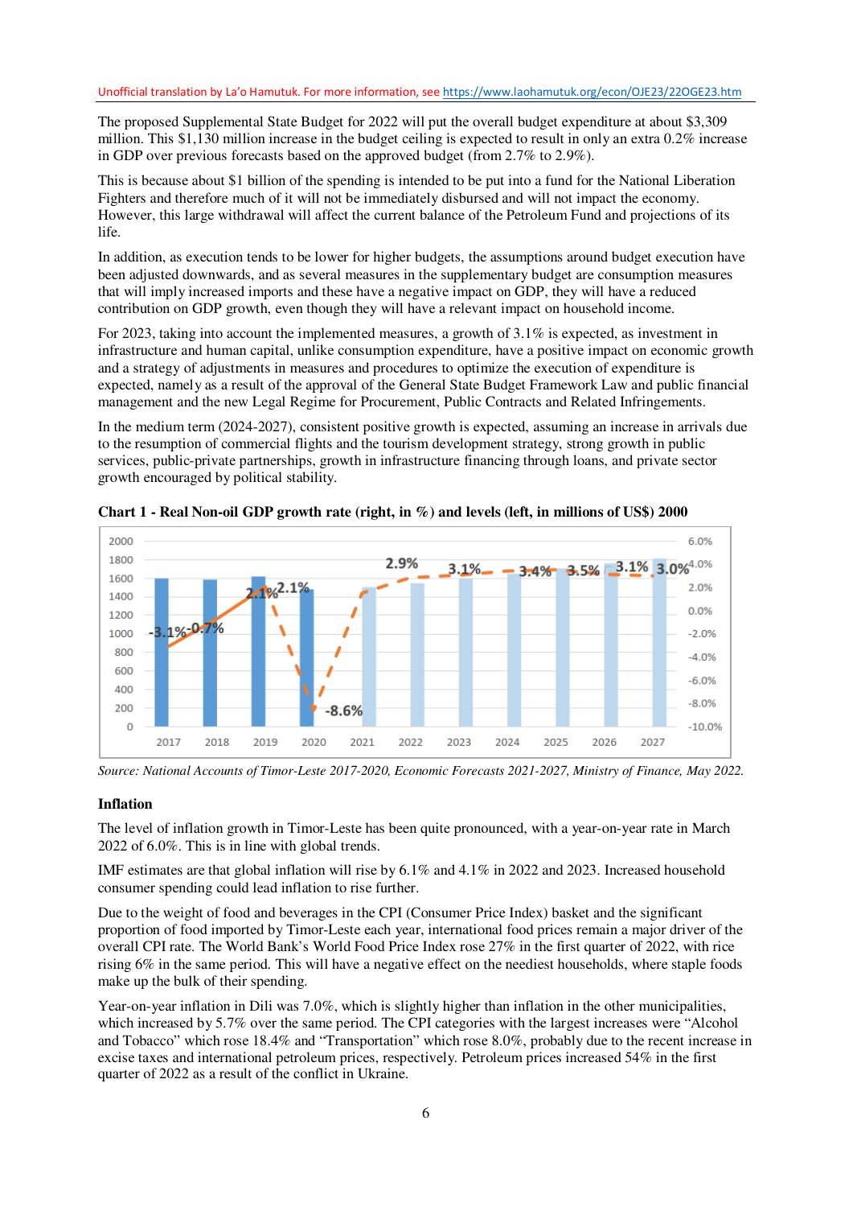Unofficial translation by La'o Hamutuk. For more information, see https://www.laohamutuk.org/econ/OJE23/22OGE23.htm

The proposed Supplemental State Budget for 2022 will put the overall budget expenditure at about $3,309 million. This $1,130 million increase in the budget ceiling is expected to result in only an extra 0.2% increase in GDP over previous forecasts based on the approved budget (from 2.7% to 2.9%).

This is because about $1 billion of the spending is intended to be put into a fund for the National Liberation Fighters and therefore much of it will not be immediately disbursed and will not impact the economy. However, this large withdrawal will affect the current balance of the Petroleum Fund and projections of its life.

In addition, as execution tends to be lower for higher budgets, the assumptions around budget execution have been adjusted downwards, and as several measures in the supplementary budget are consumption measures that will imply increased imports and these have a negative impact on GDP, they will have a reduced contribution on GDP growth, even though they will have a relevant impact on household income.

For 2023, taking into account the implemented measures, a growth of 3.1% is expected, as investment in infrastructure and human capital, unlike consumption expenditure, have a positive impact on economic growth and a strategy of adjustments in measures and procedures to optimize the execution of expenditure is expected, namely as a result of the approval of the General State Budget Framework Law and public financial management and the new Legal Regime for Procurement, Public Contracts and Related Infringements.

In the medium term (2024-2027), consistent positive growth is expected, assuming an increase in arrivals due to the resumption of commercial flights and the tourism development strategy, strong growth in public services, public-private partnerships, growth in infrastructure financing through loans, and private sector growth encouraged by political stability.

**Chart 1 - Real Non-oil GDP growth rate (right, in %) and levels (left, in millions of US$) 2000**

| Year | 2017 | 2018 | 2019 | 2020 | 2021 | 2022 | 2023 | 2024 | 2025 | 2026 | 2027 |
|---|---|---|---|---|---|---|---|---|---|---|---|
| Growth rate | -3.1% | -0.7% | 2.1% | -8.6% | 2.1% | 2.9% | 3.1% | 3.4% | 3.5% | 3.1% | 3.0% |

*Source: National Accounts of Timor-Leste 2017-2020, Economic Forecasts 2021-2027, Ministry of Finance, May 2022.*

### Inflation

The level of inflation growth in Timor-Leste has been quite pronounced, with a year-on-year rate in March 2022 of 6.0%. This is in line with global trends.

IMF estimates are that global inflation will rise by 6.1% and 4.1% in 2022 and 2023. Increased household consumer spending could lead inflation to rise further.

Due to the weight of food and beverages in the CPI (Consumer Price Index) basket and the significant proportion of food imported by Timor-Leste each year, international food prices remain a major driver of the overall CPI rate. The World Bank's World Food Price Index rose 27% in the first quarter of 2022, with rice rising 6% in the same period. This will have a negative effect on the neediest households, where staple foods make up the bulk of their spending.

Year-on-year inflation in Dili was 7.0%, which is slightly higher than inflation in the other municipalities, which increased by 5.7% over the same period. The CPI categories with the largest increases were "Alcohol and Tobacco" which rose 18.4% and "Transportation" which rose 8.0%, probably due to the recent increase in excise taxes and international petroleum prices, respectively. Petroleum prices increased 54% in the first quarter of 2022 as a result of the conflict in Ukraine.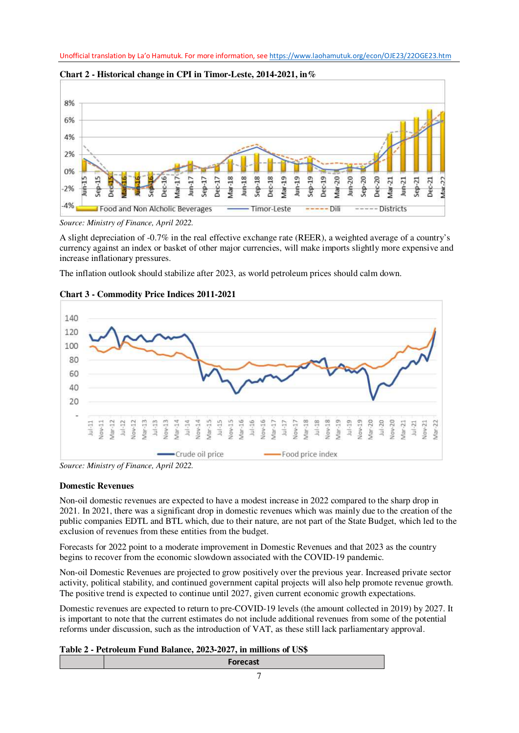Unofficial translation by La'o Hamutuk. For more information, see https://www.laohamutuk.org/econ/OJE23/22OGE23.htm

**Chart 2 - Historical change in CPI in Timor-Leste, 2014-2021, in%**

*Source: Ministry of Finance, April 2022.*

A slight depreciation of -0.7% in the real effective exchange rate (REER), a weighted average of a country's currency against an index or basket of other major currencies, will make imports slightly more expensive and increase inflationary pressures.

The inflation outlook should stabilize after 2023, as world petroleum prices should calm down.

**Chart 3 - Commodity Price Indices 2011-2021**

*Source: Ministry of Finance, April 2022.*

### Domestic Revenues

Non-oil domestic revenues are expected to have a modest increase in 2022 compared to the sharp drop in 2021. In 2021, there was a significant drop in domestic revenues which was mainly due to the creation of the public companies EDTL and BTL which, due to their nature, are not part of the State Budget, which led to the exclusion of revenues from these entities from the budget.

Forecasts for 2022 point to a moderate improvement in Domestic Revenues and that 2023 as the country begins to recover from the economic slowdown associated with the COVID-19 pandemic.

Non-oil Domestic Revenues are projected to grow positively over the previous year. Increased private sector activity, political stability, and continued government capital projects will also help promote revenue growth. The positive trend is expected to continue until 2027, given current economic growth expectations.

Domestic revenues are expected to return to pre-COVID-19 levels (the amount collected in 2019) by 2027. It is important to note that the current estimates do not include additional revenues from some of the potential reforms under discussion, such as the introduction of VAT, as these still lack parliamentary approval.

**Table 2 - Petroleum Fund Balance, 2023-2027, in millions of US$**

| | Forecast |
|---|---|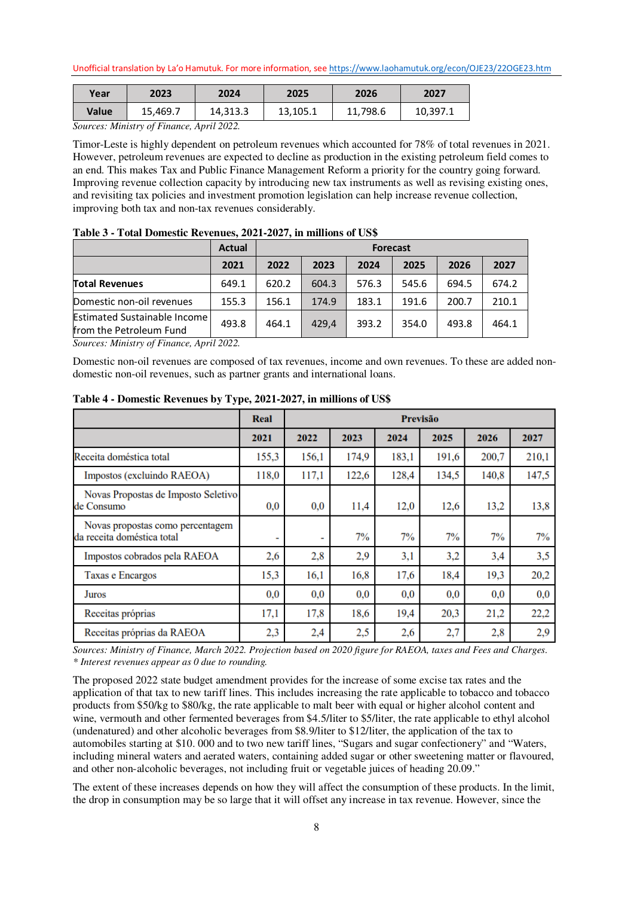| Year | 2023 | 2024 | 2025 | 2026 | 2027 |
|---|---|---|---|---|---|
| Value | 15,469.7 | 14,313.3 | 13,105.1 | 11,798.6 | 10,397.1 |

*Sources: Ministry of Finance, April 2022.*

Timor-Leste is highly dependent on petroleum revenues which accounted for 78% of total revenues in 2021. However, petroleum revenues are expected to decline as production in the existing petroleum field comes to an end. This makes Tax and Public Finance Management Reform a priority for the country going forward. Improving revenue collection capacity by introducing new tax instruments as well as revising existing ones, and revisiting tax policies and investment promotion legislation can help increase revenue collection, improving both tax and non-tax revenues considerably.

**Table 3 - Total Domestic Revenues, 2021-2027, in millions of US$**

| | Actual | Forecast | | | | | |
|---|---|---|---|---|---|---|---|
| | 2021 | 2022 | 2023 | 2024 | 2025 | 2026 | 2027 |
| **Total Revenues** | 649.1 | 620.2 | 604.3 | 576.3 | 545.6 | 694.5 | 674.2 |
| Domestic non-oil revenues | 155.3 | 156.1 | 174.9 | 183.1 | 191.6 | 200.7 | 210.1 |
| Estimated Sustainable Income from the Petroleum Fund | 493.8 | 464.1 | 429,4 | 393.2 | 354.0 | 493.8 | 464.1 |

*Sources: Ministry of Finance, April 2022.*

Domestic non-oil revenues are composed of tax revenues, income and own revenues. To these are added non-domestic non-oil revenues, such as partner grants and international loans.

**Table 4 - Domestic Revenues by Type, 2021-2027, in millions of US$**

| | Real | Previsão | | | | | |
|---|---|---|---|---|---|---|---|
| | 2021 | 2022 | 2023 | 2024 | 2025 | 2026 | 2027 |
| Receita doméstica total | 155,3 | 156,1 | 174,9 | 183,1 | 191,6 | 200,7 | 210,1 |
| Impostos (excluindo RAEOA) | 118,0 | 117,1 | 122,6 | 128,4 | 134,5 | 140,8 | 147,5 |
| Novas Propostas de Imposto Seletivo de Consumo | 0,0 | 0,0 | 11,4 | 12,0 | 12,6 | 13,2 | 13,8 |
| Novas propostas como percentagem da receita doméstica total | - | - | 7% | 7% | 7% | 7% | 7% |
| Impostos cobrados pela RAEOA | 2,6 | 2,8 | 2,9 | 3,1 | 3,2 | 3,4 | 3,5 |
| Taxas e Encargos | 15,3 | 16,1 | 16,8 | 17,6 | 18,4 | 19,3 | 20,2 |
| Juros | 0,0 | 0,0 | 0,0 | 0,0 | 0,0 | 0,0 | 0,0 |
| Receitas próprias | 17,1 | 17,8 | 18,6 | 19,4 | 20,3 | 21,2 | 22,2 |
| Receitas próprias da RAEOA | 2,3 | 2,4 | 2,5 | 2,6 | 2,7 | 2,8 | 2,9 |

*Sources: Ministry of Finance, March 2022. Projection based on 2020 figure for RAEOA, taxes and Fees and Charges.*
*\* Interest revenues appear as 0 due to rounding.*

The proposed 2022 state budget amendment provides for the increase of some excise tax rates and the application of that tax to new tariff lines. This includes increasing the rate applicable to tobacco and tobacco products from $50/kg to $80/kg, the rate applicable to malt beer with equal or higher alcohol content and wine, vermouth and other fermented beverages from $4.5/liter to $5/liter, the rate applicable to ethyl alcohol (undenatured) and other alcoholic beverages from $8.9/liter to $12/liter, the application of the tax to automobiles starting at $10. 000 and to two new tariff lines, "Sugars and sugar confectionery" and "Waters, including mineral waters and aerated waters, containing added sugar or other sweetening matter or flavoured, and other non-alcoholic beverages, not including fruit or vegetable juices of heading 20.09."

The extent of these increases depends on how they will affect the consumption of these products. In the limit, the drop in consumption may be so large that it will offset any increase in tax revenue. However, since the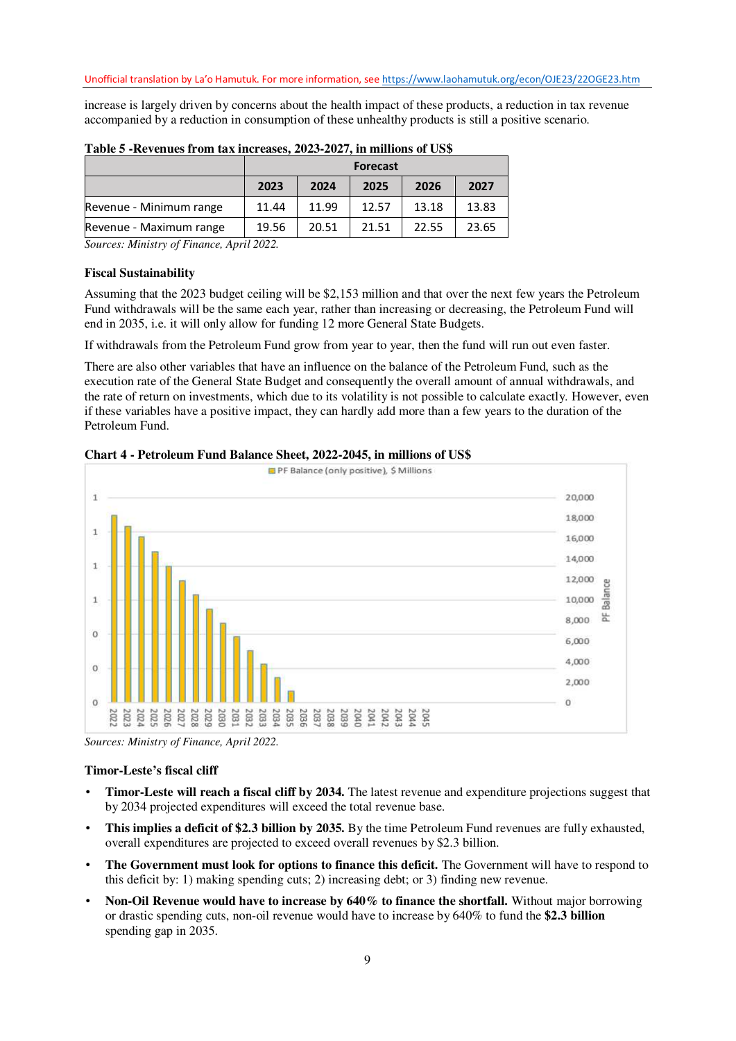increase is largely driven by concerns about the health impact of these products, a reduction in tax revenue accompanied by a reduction in consumption of these unhealthy products is still a positive scenario.

**Table 5 -Revenues from tax increases, 2023-2027, in millions of US$**

| | Forecast | | | | |
|---|---|---|---|---|---|
| | **2023** | **2024** | **2025** | **2026** | **2027** |
| Revenue - Minimum range | 11.44 | 11.99 | 12.57 | 13.18 | 13.83 |
| Revenue - Maximum range | 19.56 | 20.51 | 21.51 | 22.55 | 23.65 |

*Sources: Ministry of Finance, April 2022.*

### Fiscal Sustainability

Assuming that the 2023 budget ceiling will be $2,153 million and that over the next few years the Petroleum Fund withdrawals will be the same each year, rather than increasing or decreasing, the Petroleum Fund will end in 2035, i.e. it will only allow for funding 12 more General State Budgets.

If withdrawals from the Petroleum Fund grow from year to year, then the fund will run out even faster.

There are also other variables that have an influence on the balance of the Petroleum Fund, such as the execution rate of the General State Budget and consequently the overall amount of annual withdrawals, and the rate of return on investments, which due to its volatility is not possible to calculate exactly. However, even if these variables have a positive impact, they can hardly add more than a few years to the duration of the Petroleum Fund.

**Chart 4 - Petroleum Fund Balance Sheet, 2022-2045, in millions of US$**

*Sources: Ministry of Finance, April 2022.*

### Timor-Leste's fiscal cliff

- **Timor-Leste will reach a fiscal cliff by 2034.** The latest revenue and expenditure projections suggest that by 2034 projected expenditures will exceed the total revenue base.
- **This implies a deficit of $2.3 billion by 2035.** By the time Petroleum Fund revenues are fully exhausted, overall expenditures are projected to exceed overall revenues by $2.3 billion.
- **The Government must look for options to finance this deficit.** The Government will have to respond to this deficit by: 1) making spending cuts; 2) increasing debt; or 3) finding new revenue.
- **Non-Oil Revenue would have to increase by 640% to finance the shortfall.** Without major borrowing or drastic spending cuts, non-oil revenue would have to increase by 640% to fund the **$2.3 billion** spending gap in 2035.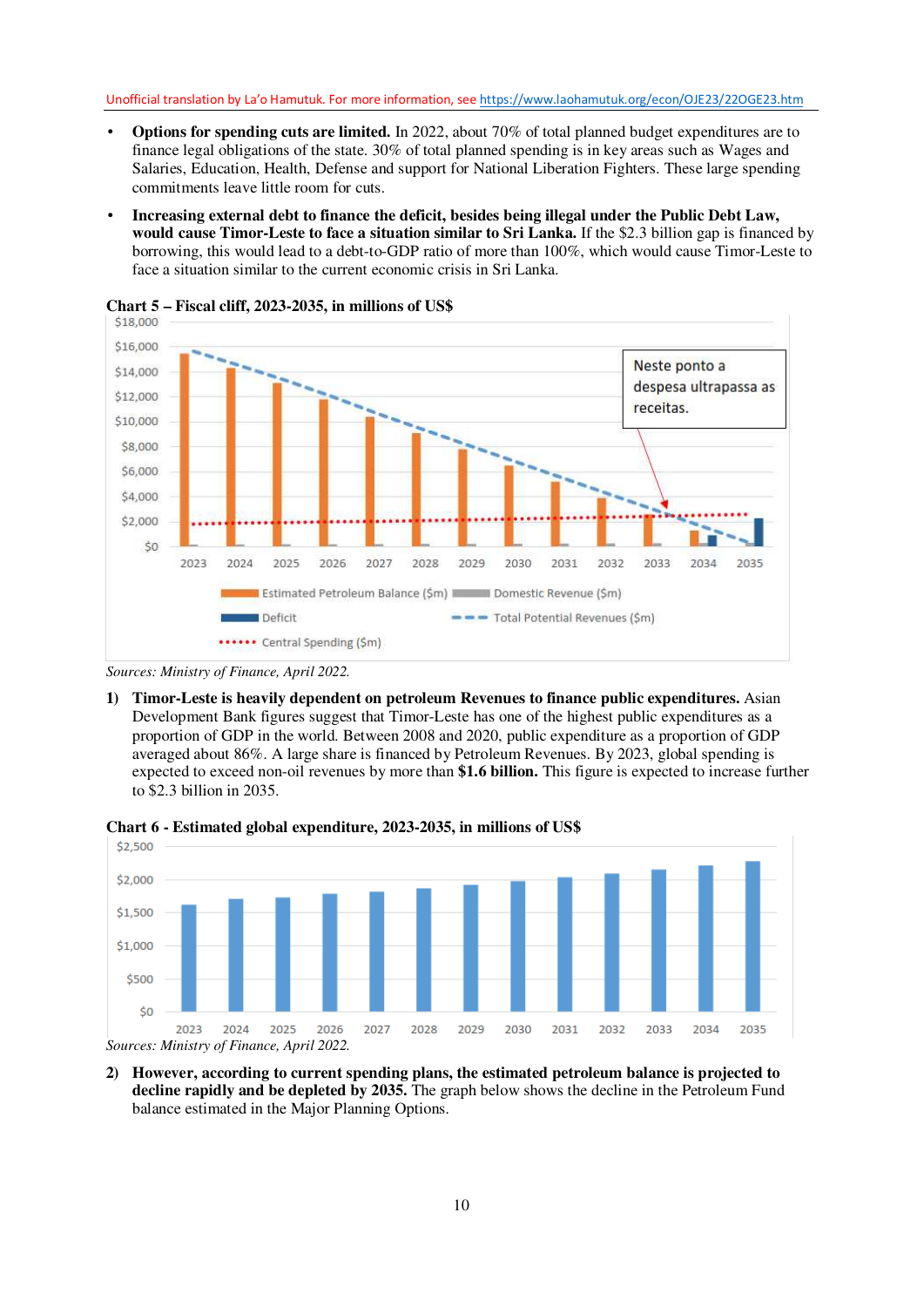Unofficial translation by La'o Hamutuk. For more information, see https://www.laohamutuk.org/econ/OJE23/22OGE23.htm

- **Options for spending cuts are limited.** In 2022, about 70% of total planned budget expenditures are to finance legal obligations of the state. 30% of total planned spending is in key areas such as Wages and Salaries, Education, Health, Defense and support for National Liberation Fighters. These large spending commitments leave little room for cuts.
- **Increasing external debt to finance the deficit, besides being illegal under the Public Debt Law, would cause Timor-Leste to face a situation similar to Sri Lanka.** If the $2.3 billion gap is financed by borrowing, this would lead to a debt-to-GDP ratio of more than 100%, which would cause Timor-Leste to face a situation similar to the current economic crisis in Sri Lanka.

**Chart 5 – Fiscal cliff, 2023-2035, in millions of US$**

*Sources: Ministry of Finance, April 2022.*

1) **Timor-Leste is heavily dependent on petroleum Revenues to finance public expenditures.** Asian Development Bank figures suggest that Timor-Leste has one of the highest public expenditures as a proportion of GDP in the world. Between 2008 and 2020, public expenditure as a proportion of GDP averaged about 86%. A large share is financed by Petroleum Revenues. By 2023, global spending is expected to exceed non-oil revenues by more than **$1.6 billion.** This figure is expected to increase further to $2.3 billion in 2035.

**Chart 6 - Estimated global expenditure, 2023-2035, in millions of US$**

*Sources: Ministry of Finance, April 2022.*

2) **However, according to current spending plans, the estimated petroleum balance is projected to decline rapidly and be depleted by 2035.** The graph below shows the decline in the Petroleum Fund balance estimated in the Major Planning Options.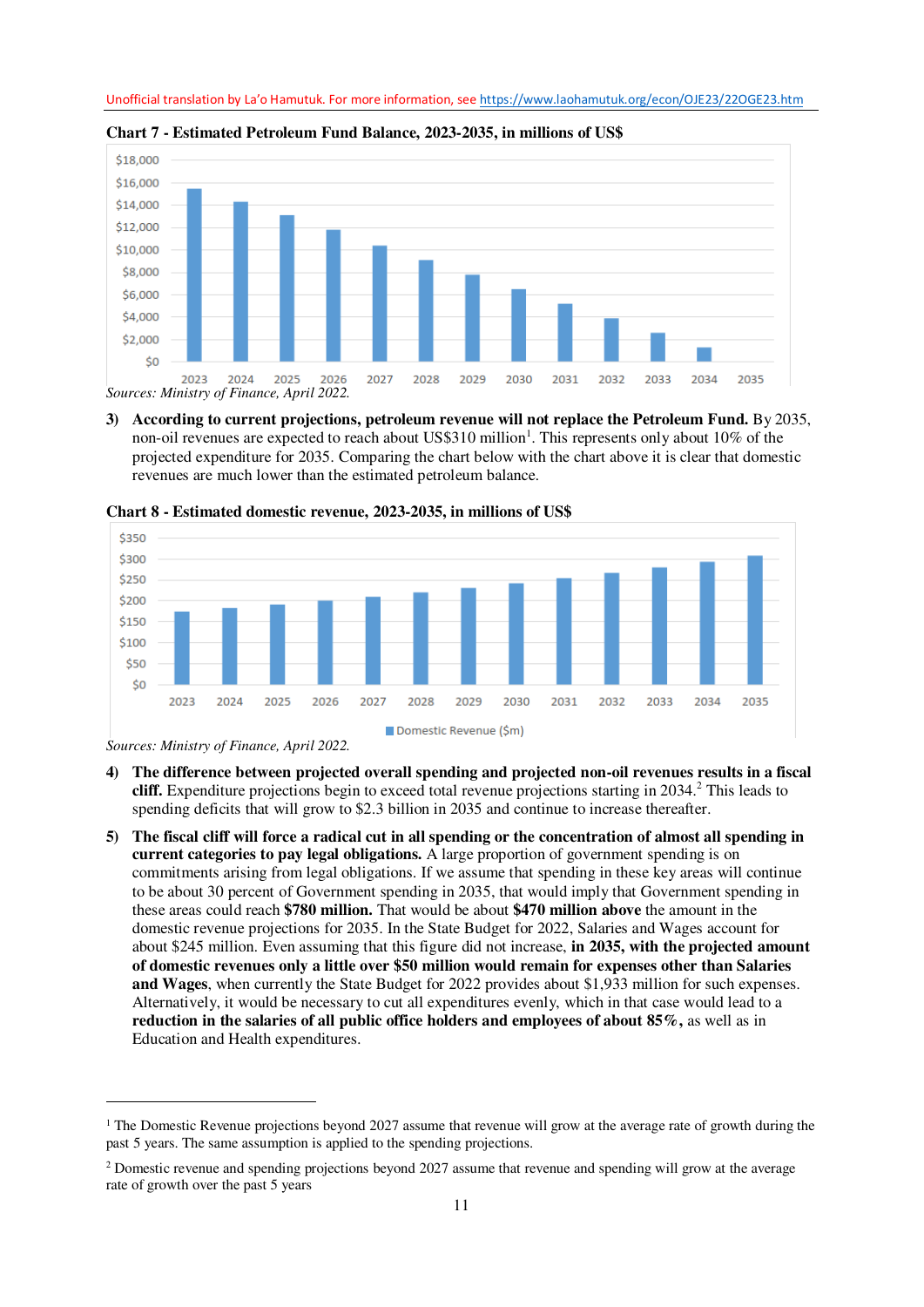**Chart 7 - Estimated Petroleum Fund Balance, 2023-2035, in millions of US$**

*Sources: Ministry of Finance, April 2022.*

3) **According to current projections, petroleum revenue will not replace the Petroleum Fund.** By 2035, non-oil revenues are expected to reach about US$310 million[1]. This represents only about 10% of the projected expenditure for 2035. Comparing the chart below with the chart above it is clear that domestic revenues are much lower than the estimated petroleum balance.

**Chart 8 - Estimated domestic revenue, 2023-2035, in millions of US$**

*Sources: Ministry of Finance, April 2022.*

4) **The difference between projected overall spending and projected non-oil revenues results in a fiscal cliff.** Expenditure projections begin to exceed total revenue projections starting in 2034.[2] This leads to spending deficits that will grow to $2.3 billion in 2035 and continue to increase thereafter.

5) **The fiscal cliff will force a radical cut in all spending or the concentration of almost all spending in current categories to pay legal obligations.** A large proportion of government spending is on commitments arising from legal obligations. If we assume that spending in these key areas will continue to be about 30 percent of Government spending in 2035, that would imply that Government spending in these areas could reach **$780 million.** That would be about **$470 million above** the amount in the domestic revenue projections for 2035. In the State Budget for 2022, Salaries and Wages account for about $245 million. Even assuming that this figure did not increase, **in 2035, with the projected amount of domestic revenues only a little over $50 million would remain for expenses other than Salaries and Wages**, when currently the State Budget for 2022 provides about $1,933 million for such expenses. Alternatively, it would be necessary to cut all expenditures evenly, which in that case would lead to a **reduction in the salaries of all public office holders and employees of about 85%,** as well as in Education and Health expenditures.

---

[1] The Domestic Revenue projections beyond 2027 assume that revenue will grow at the average rate of growth during the past 5 years. The same assumption is applied to the spending projections.

[2] Domestic revenue and spending projections beyond 2027 assume that revenue and spending will grow at the average rate of growth over the past 5 years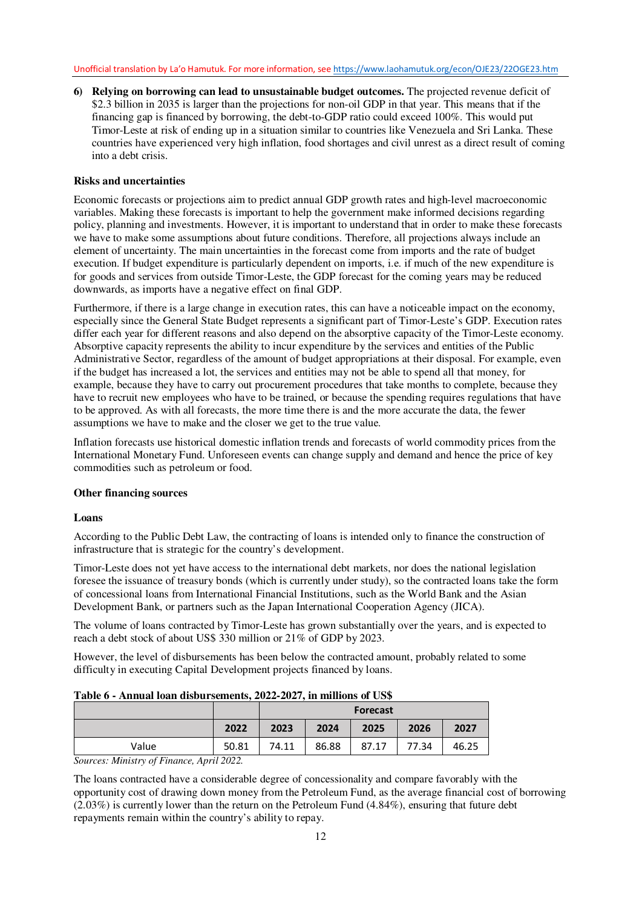6) **Relying on borrowing can lead to unsustainable budget outcomes.** The projected revenue deficit of $2.3 billion in 2035 is larger than the projections for non-oil GDP in that year. This means that if the financing gap is financed by borrowing, the debt-to-GDP ratio could exceed 100%. This would put Timor-Leste at risk of ending up in a situation similar to countries like Venezuela and Sri Lanka. These countries have experienced very high inflation, food shortages and civil unrest as a direct result of coming into a debt crisis.

**Risks and uncertainties**

Economic forecasts or projections aim to predict annual GDP growth rates and high-level macroeconomic variables. Making these forecasts is important to help the government make informed decisions regarding policy, planning and investments. However, it is important to understand that in order to make these forecasts we have to make some assumptions about future conditions. Therefore, all projections always include an element of uncertainty. The main uncertainties in the forecast come from imports and the rate of budget execution. If budget expenditure is particularly dependent on imports, i.e. if much of the new expenditure is for goods and services from outside Timor-Leste, the GDP forecast for the coming years may be reduced downwards, as imports have a negative effect on final GDP.

Furthermore, if there is a large change in execution rates, this can have a noticeable impact on the economy, especially since the General State Budget represents a significant part of Timor-Leste's GDP. Execution rates differ each year for different reasons and also depend on the absorptive capacity of the Timor-Leste economy. Absorptive capacity represents the ability to incur expenditure by the services and entities of the Public Administrative Sector, regardless of the amount of budget appropriations at their disposal. For example, even if the budget has increased a lot, the services and entities may not be able to spend all that money, for example, because they have to carry out procurement procedures that take months to complete, because they have to recruit new employees who have to be trained, or because the spending requires regulations that have to be approved. As with all forecasts, the more time there is and the more accurate the data, the fewer assumptions we have to make and the closer we get to the true value.

Inflation forecasts use historical domestic inflation trends and forecasts of world commodity prices from the International Monetary Fund. Unforeseen events can change supply and demand and hence the price of key commodities such as petroleum or food.

**Other financing sources**

**Loans**

According to the Public Debt Law, the contracting of loans is intended only to finance the construction of infrastructure that is strategic for the country's development.

Timor-Leste does not yet have access to the international debt markets, nor does the national legislation foresee the issuance of treasury bonds (which is currently under study), so the contracted loans take the form of concessional loans from International Financial Institutions, such as the World Bank and the Asian Development Bank, or partners such as the Japan International Cooperation Agency (JICA).

The volume of loans contracted by Timor-Leste has grown substantially over the years, and is expected to reach a debt stock of about US$ 330 million or 21% of GDP by 2023.

However, the level of disbursements has been below the contracted amount, probably related to some difficulty in executing Capital Development projects financed by loans.

**Table 6 - Annual loan disbursements, 2022-2027, in millions of US$**

| | | Forecast | | | | |
|---|---|---|---|---|---|---|
| | 2022 | 2023 | 2024 | 2025 | 2026 | 2027 |
| Value | 50.81 | 74.11 | 86.88 | 87.17 | 77.34 | 46.25 |

*Sources: Ministry of Finance, April 2022.*

The loans contracted have a considerable degree of concessionality and compare favorably with the opportunity cost of drawing down money from the Petroleum Fund, as the average financial cost of borrowing (2.03%) is currently lower than the return on the Petroleum Fund (4.84%), ensuring that future debt repayments remain within the country's ability to repay.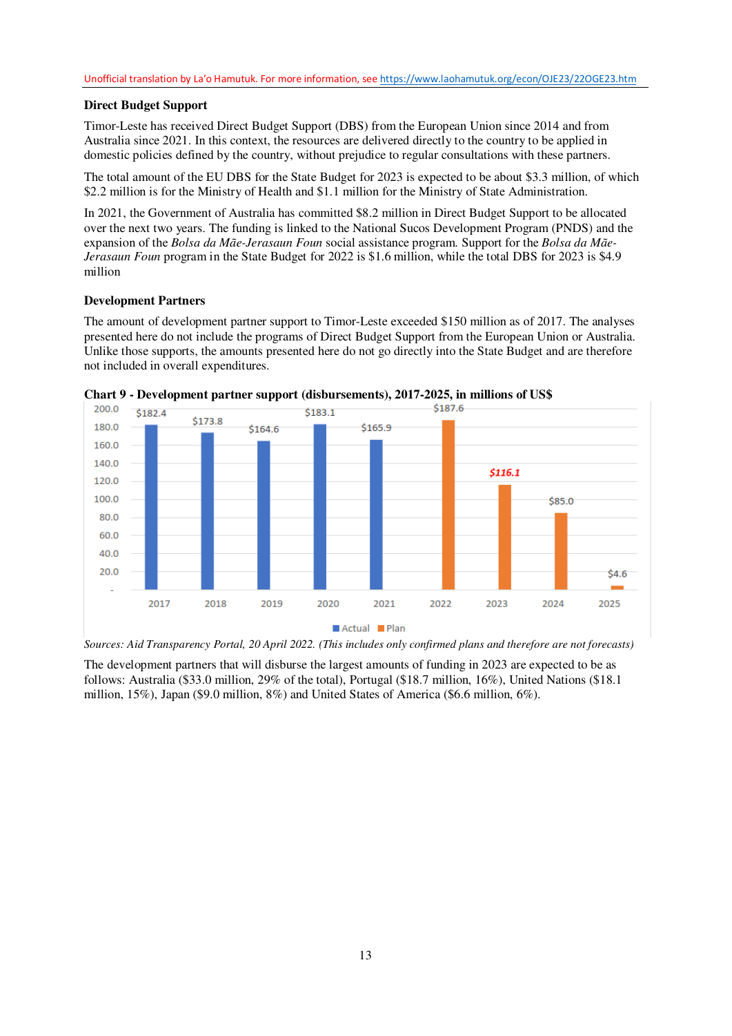**Direct Budget Support**

Timor-Leste has received Direct Budget Support (DBS) from the European Union since 2014 and from Australia since 2021. In this context, the resources are delivered directly to the country to be applied in domestic policies defined by the country, without prejudice to regular consultations with these partners.

The total amount of the EU DBS for the State Budget for 2023 is expected to be about $3.3 million, of which $2.2 million is for the Ministry of Health and $1.1 million for the Ministry of State Administration.

In 2021, the Government of Australia has committed $8.2 million in Direct Budget Support to be allocated over the next two years. The funding is linked to the National Sucos Development Program (PNDS) and the expansion of the *Bolsa da Mãe-Jerasaun Foun* social assistance program. Support for the *Bolsa da Mãe-Jerasaun Foun* program in the State Budget for 2022 is $1.6 million, while the total DBS for 2023 is $4.9 million

**Development Partners**

The amount of development partner support to Timor-Leste exceeded $150 million as of 2017. The analyses presented here do not include the programs of Direct Budget Support from the European Union or Australia. Unlike those supports, the amounts presented here do not go directly into the State Budget and are therefore not included in overall expenditures.

**Chart 9 - Development partner support (disbursements), 2017-2025, in millions of US$**

| Year | Type | Amount |
|---|---|---|
| 2017 | Actual | $182.4 |
| 2018 | Actual | $173.8 |
| 2019 | Actual | $164.6 |
| 2020 | Actual | $183.1 |
| 2021 | Actual | $165.9 |
| 2022 | Plan | $187.6 |
| 2023 | Plan | $116.1 |
| 2024 | Plan | $85.0 |
| 2025 | Plan | $4.6 |

*Sources: Aid Transparency Portal, 20 April 2022. (This includes only confirmed plans and therefore are not forecasts)*

The development partners that will disburse the largest amounts of funding in 2023 are expected to be as follows: Australia ($33.0 million, 29% of the total), Portugal ($18.7 million, 16%), United Nations ($18.1 million, 15%), Japan ($9.0 million, 8%) and United States of America ($6.6 million, 6%).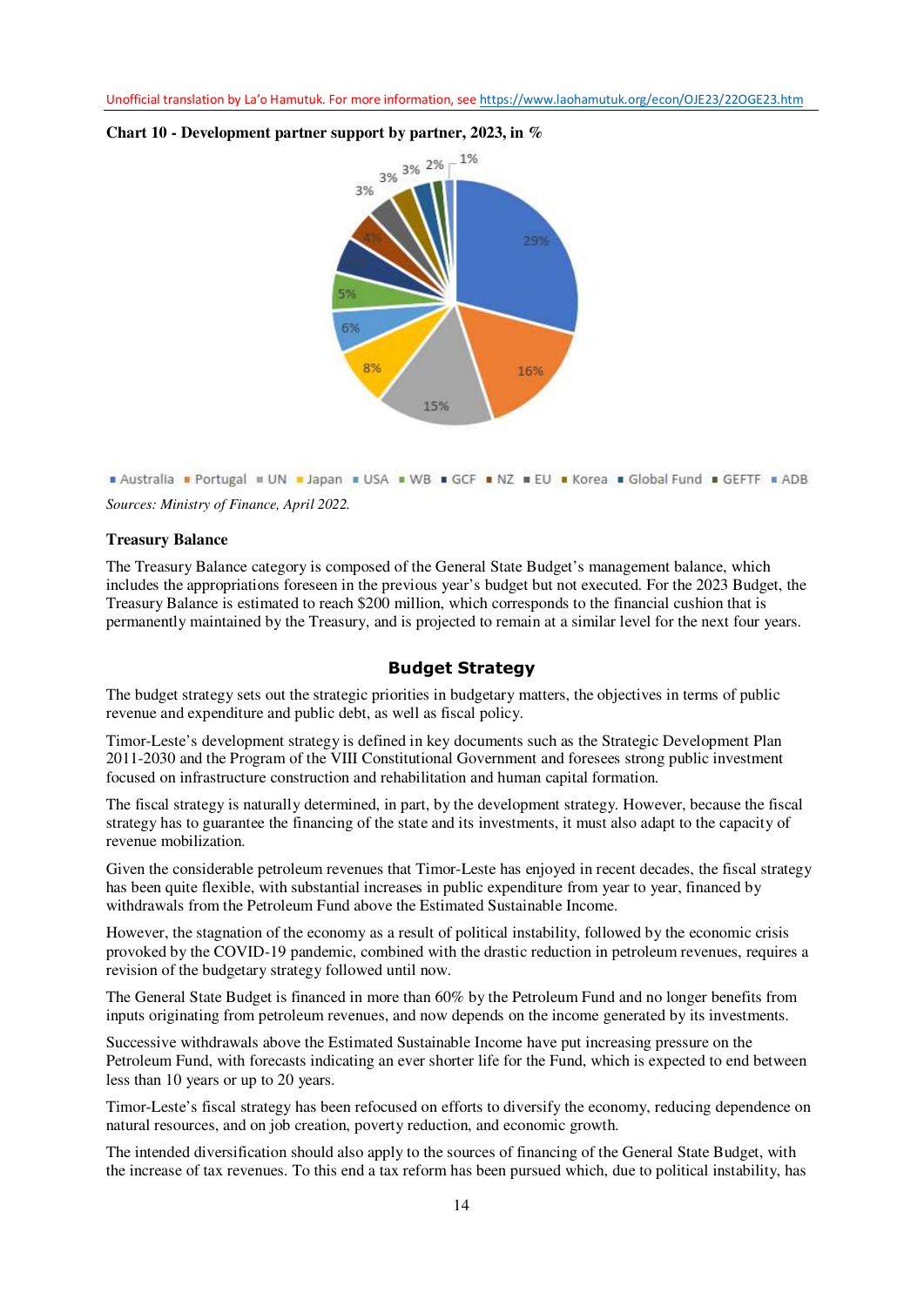Unofficial translation by La'o Hamutuk. For more information, see https://www.laohamutuk.org/econ/OJE23/22OGE23.htm

**Chart 10 - Development partner support by partner, 2023, in %**

■ Australia ■ Portugal ■ UN ■ Japan ■ USA ■ WB ■ GCF ■ NZ ■ EU ■ Korea ■ Global Fund ■ GEFTF ■ ADB

*Sources: Ministry of Finance, April 2022.*

**Treasury Balance**

The Treasury Balance category is composed of the General State Budget's management balance, which includes the appropriations foreseen in the previous year's budget but not executed. For the 2023 Budget, the Treasury Balance is estimated to reach $200 million, which corresponds to the financial cushion that is permanently maintained by the Treasury, and is projected to remain at a similar level for the next four years.

## Budget Strategy

The budget strategy sets out the strategic priorities in budgetary matters, the objectives in terms of public revenue and expenditure and public debt, as well as fiscal policy.

Timor-Leste's development strategy is defined in key documents such as the Strategic Development Plan 2011-2030 and the Program of the VIII Constitutional Government and foresees strong public investment focused on infrastructure construction and rehabilitation and human capital formation.

The fiscal strategy is naturally determined, in part, by the development strategy. However, because the fiscal strategy has to guarantee the financing of the state and its investments, it must also adapt to the capacity of revenue mobilization.

Given the considerable petroleum revenues that Timor-Leste has enjoyed in recent decades, the fiscal strategy has been quite flexible, with substantial increases in public expenditure from year to year, financed by withdrawals from the Petroleum Fund above the Estimated Sustainable Income.

However, the stagnation of the economy as a result of political instability, followed by the economic crisis provoked by the COVID-19 pandemic, combined with the drastic reduction in petroleum revenues, requires a revision of the budgetary strategy followed until now.

The General State Budget is financed in more than 60% by the Petroleum Fund and no longer benefits from inputs originating from petroleum revenues, and now depends on the income generated by its investments.

Successive withdrawals above the Estimated Sustainable Income have put increasing pressure on the Petroleum Fund, with forecasts indicating an ever shorter life for the Fund, which is expected to end between less than 10 years or up to 20 years.

Timor-Leste's fiscal strategy has been refocused on efforts to diversify the economy, reducing dependence on natural resources, and on job creation, poverty reduction, and economic growth.

The intended diversification should also apply to the sources of financing of the General State Budget, with the increase of tax revenues. To this end a tax reform has been pursued which, due to political instability, has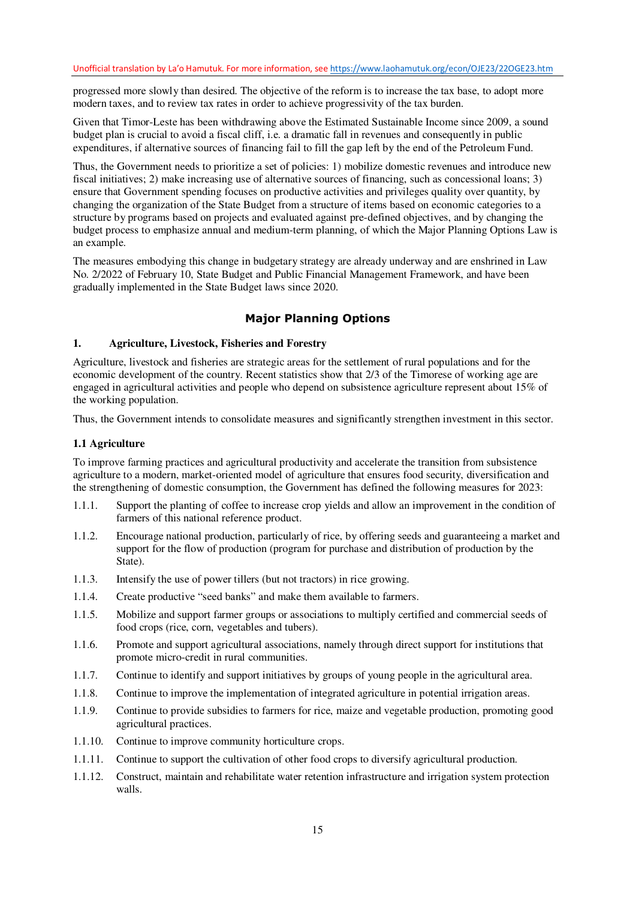progressed more slowly than desired. The objective of the reform is to increase the tax base, to adopt more modern taxes, and to review tax rates in order to achieve progressivity of the tax burden.

Given that Timor-Leste has been withdrawing above the Estimated Sustainable Income since 2009, a sound budget plan is crucial to avoid a fiscal cliff, i.e. a dramatic fall in revenues and consequently in public expenditures, if alternative sources of financing fail to fill the gap left by the end of the Petroleum Fund.

Thus, the Government needs to prioritize a set of policies: 1) mobilize domestic revenues and introduce new fiscal initiatives; 2) make increasing use of alternative sources of financing, such as concessional loans; 3) ensure that Government spending focuses on productive activities and privileges quality over quantity, by changing the organization of the State Budget from a structure of items based on economic categories to a structure by programs based on projects and evaluated against pre-defined objectives, and by changing the budget process to emphasize annual and medium-term planning, of which the Major Planning Options Law is an example.

The measures embodying this change in budgetary strategy are already underway and are enshrined in Law No. 2/2022 of February 10, State Budget and Public Financial Management Framework, and have been gradually implemented in the State Budget laws since 2020.

## Major Planning Options

### 1. Agriculture, Livestock, Fisheries and Forestry

Agriculture, livestock and fisheries are strategic areas for the settlement of rural populations and for the economic development of the country. Recent statistics show that 2/3 of the Timorese of working age are engaged in agricultural activities and people who depend on subsistence agriculture represent about 15% of the working population.

Thus, the Government intends to consolidate measures and significantly strengthen investment in this sector.

#### 1.1 Agriculture

To improve farming practices and agricultural productivity and accelerate the transition from subsistence agriculture to a modern, market-oriented model of agriculture that ensures food security, diversification and the strengthening of domestic consumption, the Government has defined the following measures for 2023:

1.1.1. Support the planting of coffee to increase crop yields and allow an improvement in the condition of farmers of this national reference product.

1.1.2. Encourage national production, particularly of rice, by offering seeds and guaranteeing a market and support for the flow of production (program for purchase and distribution of production by the State).

1.1.3. Intensify the use of power tillers (but not tractors) in rice growing.

1.1.4. Create productive "seed banks" and make them available to farmers.

1.1.5. Mobilize and support farmer groups or associations to multiply certified and commercial seeds of food crops (rice, corn, vegetables and tubers).

1.1.6. Promote and support agricultural associations, namely through direct support for institutions that promote micro-credit in rural communities.

1.1.7. Continue to identify and support initiatives by groups of young people in the agricultural area.

1.1.8. Continue to improve the implementation of integrated agriculture in potential irrigation areas.

1.1.9. Continue to provide subsidies to farmers for rice, maize and vegetable production, promoting good agricultural practices.

1.1.10. Continue to improve community horticulture crops.

1.1.11. Continue to support the cultivation of other food crops to diversify agricultural production.

1.1.12. Construct, maintain and rehabilitate water retention infrastructure and irrigation system protection walls.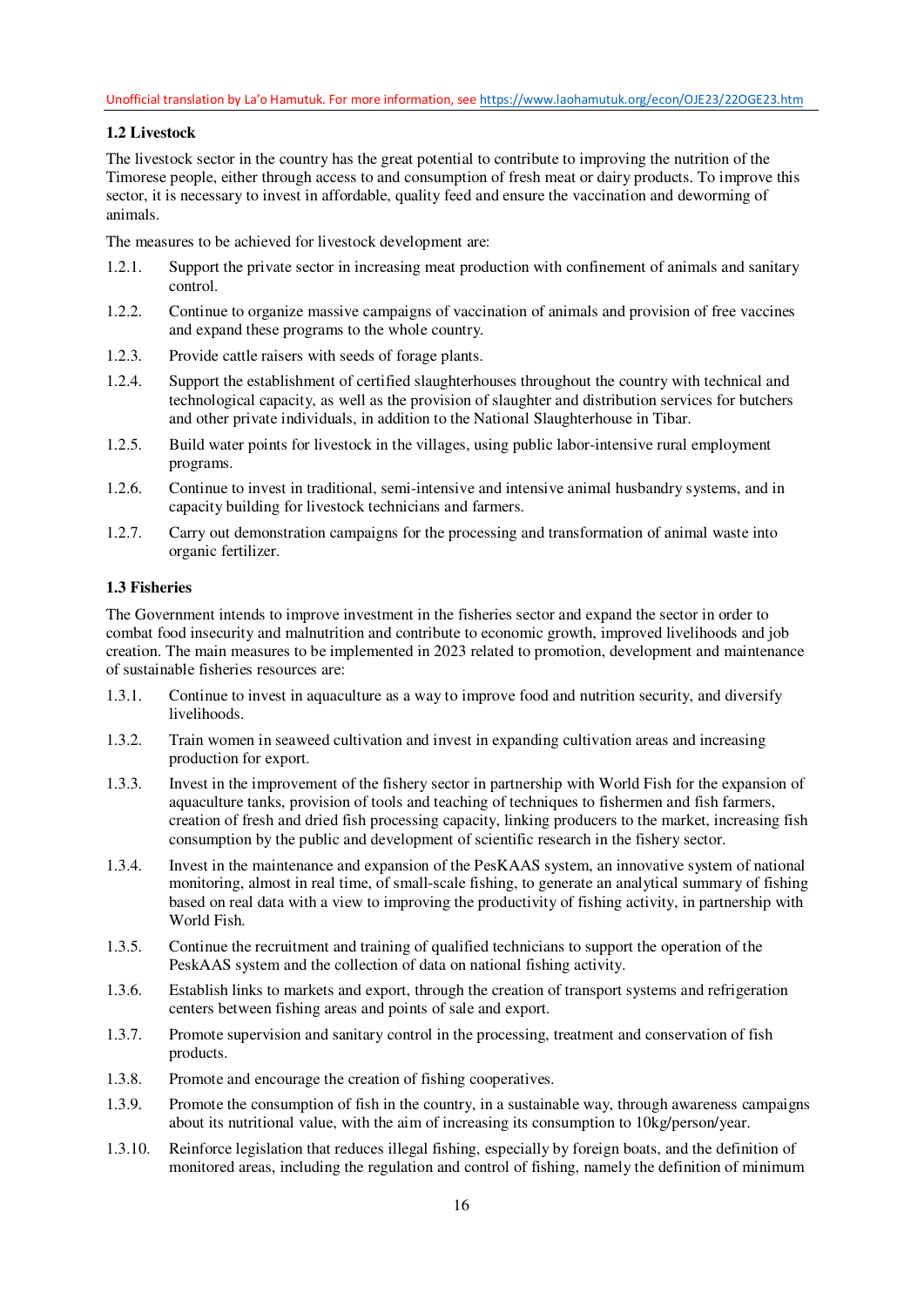### 1.2 Livestock

The livestock sector in the country has the great potential to contribute to improving the nutrition of the Timorese people, either through access to and consumption of fresh meat or dairy products. To improve this sector, it is necessary to invest in affordable, quality feed and ensure the vaccination and deworming of animals.

The measures to be achieved for livestock development are:

1.2.1. Support the private sector in increasing meat production with confinement of animals and sanitary control.

1.2.2. Continue to organize massive campaigns of vaccination of animals and provision of free vaccines and expand these programs to the whole country.

1.2.3. Provide cattle raisers with seeds of forage plants.

1.2.4. Support the establishment of certified slaughterhouses throughout the country with technical and technological capacity, as well as the provision of slaughter and distribution services for butchers and other private individuals, in addition to the National Slaughterhouse in Tibar.

1.2.5. Build water points for livestock in the villages, using public labor-intensive rural employment programs.

1.2.6. Continue to invest in traditional, semi-intensive and intensive animal husbandry systems, and in capacity building for livestock technicians and farmers.

1.2.7. Carry out demonstration campaigns for the processing and transformation of animal waste into organic fertilizer.

### 1.3 Fisheries

The Government intends to improve investment in the fisheries sector and expand the sector in order to combat food insecurity and malnutrition and contribute to economic growth, improved livelihoods and job creation. The main measures to be implemented in 2023 related to promotion, development and maintenance of sustainable fisheries resources are:

1.3.1. Continue to invest in aquaculture as a way to improve food and nutrition security, and diversify livelihoods.

1.3.2. Train women in seaweed cultivation and invest in expanding cultivation areas and increasing production for export.

1.3.3. Invest in the improvement of the fishery sector in partnership with World Fish for the expansion of aquaculture tanks, provision of tools and teaching of techniques to fishermen and fish farmers, creation of fresh and dried fish processing capacity, linking producers to the market, increasing fish consumption by the public and development of scientific research in the fishery sector.

1.3.4. Invest in the maintenance and expansion of the PesKAAS system, an innovative system of national monitoring, almost in real time, of small-scale fishing, to generate an analytical summary of fishing based on real data with a view to improving the productivity of fishing activity, in partnership with World Fish.

1.3.5. Continue the recruitment and training of qualified technicians to support the operation of the PeskAAS system and the collection of data on national fishing activity.

1.3.6. Establish links to markets and export, through the creation of transport systems and refrigeration centers between fishing areas and points of sale and export.

1.3.7. Promote supervision and sanitary control in the processing, treatment and conservation of fish products.

1.3.8. Promote and encourage the creation of fishing cooperatives.

1.3.9. Promote the consumption of fish in the country, in a sustainable way, through awareness campaigns about its nutritional value, with the aim of increasing its consumption to 10kg/person/year.

1.3.10. Reinforce legislation that reduces illegal fishing, especially by foreign boats, and the definition of monitored areas, including the regulation and control of fishing, namely the definition of minimum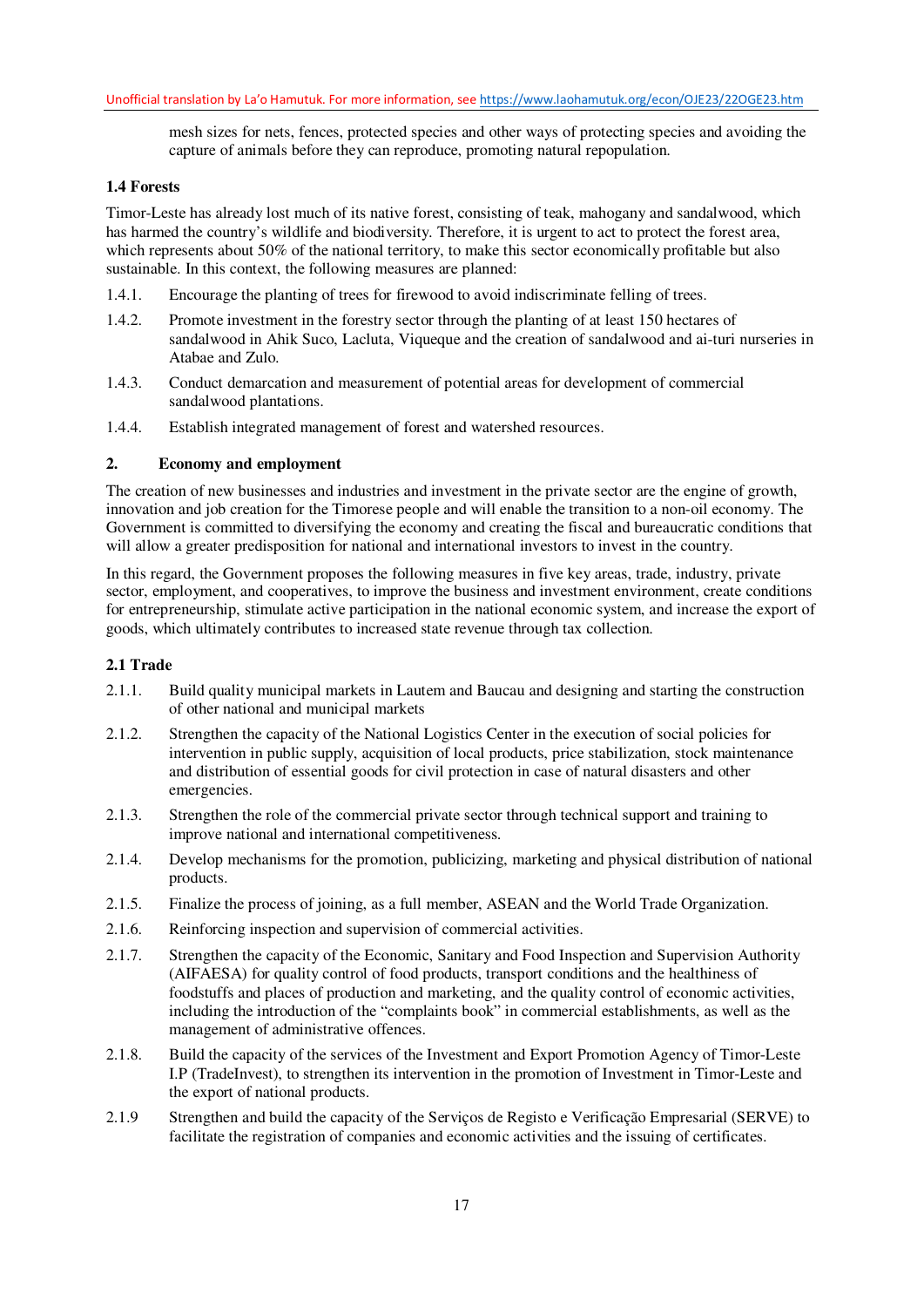mesh sizes for nets, fences, protected species and other ways of protecting species and avoiding the capture of animals before they can reproduce, promoting natural repopulation.

### 1.4 Forests

Timor-Leste has already lost much of its native forest, consisting of teak, mahogany and sandalwood, which has harmed the country's wildlife and biodiversity. Therefore, it is urgent to act to protect the forest area, which represents about 50% of the national territory, to make this sector economically profitable but also sustainable. In this context, the following measures are planned:

- 1.4.1. Encourage the planting of trees for firewood to avoid indiscriminate felling of trees.
- 1.4.2. Promote investment in the forestry sector through the planting of at least 150 hectares of sandalwood in Ahik Suco, Lacluta, Viqueque and the creation of sandalwood and ai-turi nurseries in Atabae and Zulo.
- 1.4.3. Conduct demarcation and measurement of potential areas for development of commercial sandalwood plantations.
- 1.4.4. Establish integrated management of forest and watershed resources.

## 2. Economy and employment

The creation of new businesses and industries and investment in the private sector are the engine of growth, innovation and job creation for the Timorese people and will enable the transition to a non-oil economy. The Government is committed to diversifying the economy and creating the fiscal and bureaucratic conditions that will allow a greater predisposition for national and international investors to invest in the country.

In this regard, the Government proposes the following measures in five key areas, trade, industry, private sector, employment, and cooperatives, to improve the business and investment environment, create conditions for entrepreneurship, stimulate active participation in the national economic system, and increase the export of goods, which ultimately contributes to increased state revenue through tax collection.

### 2.1 Trade

- 2.1.1. Build quality municipal markets in Lautem and Baucau and designing and starting the construction of other national and municipal markets
- 2.1.2. Strengthen the capacity of the National Logistics Center in the execution of social policies for intervention in public supply, acquisition of local products, price stabilization, stock maintenance and distribution of essential goods for civil protection in case of natural disasters and other emergencies.
- 2.1.3. Strengthen the role of the commercial private sector through technical support and training to improve national and international competitiveness.
- 2.1.4. Develop mechanisms for the promotion, publicizing, marketing and physical distribution of national products.
- 2.1.5. Finalize the process of joining, as a full member, ASEAN and the World Trade Organization.
- 2.1.6. Reinforcing inspection and supervision of commercial activities.
- 2.1.7. Strengthen the capacity of the Economic, Sanitary and Food Inspection and Supervision Authority (AIFAESA) for quality control of food products, transport conditions and the healthiness of foodstuffs and places of production and marketing, and the quality control of economic activities, including the introduction of the "complaints book" in commercial establishments, as well as the management of administrative offences.
- 2.1.8. Build the capacity of the services of the Investment and Export Promotion Agency of Timor-Leste I.P (TradeInvest), to strengthen its intervention in the promotion of Investment in Timor-Leste and the export of national products.
- 2.1.9 Strengthen and build the capacity of the Serviços de Registo e Verificação Empresarial (SERVE) to facilitate the registration of companies and economic activities and the issuing of certificates.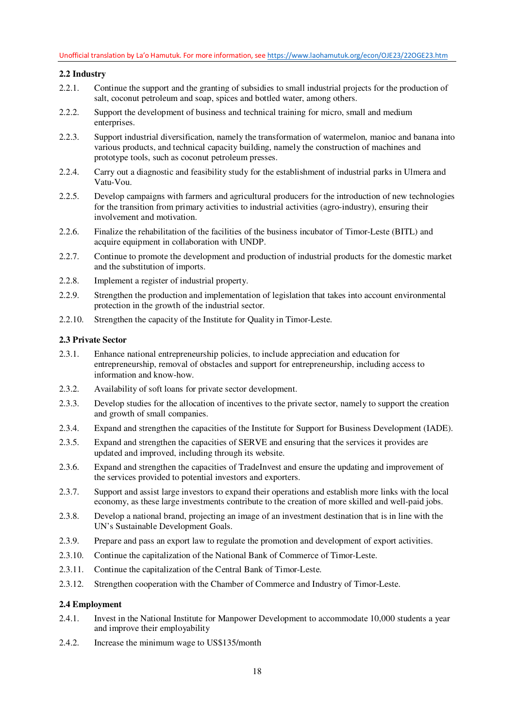### 2.2 Industry

2.2.1. Continue the support and the granting of subsidies to small industrial projects for the production of salt, coconut petroleum and soap, spices and bottled water, among others.

2.2.2. Support the development of business and technical training for micro, small and medium enterprises.

2.2.3. Support industrial diversification, namely the transformation of watermelon, manioc and banana into various products, and technical capacity building, namely the construction of machines and prototype tools, such as coconut petroleum presses.

2.2.4. Carry out a diagnostic and feasibility study for the establishment of industrial parks in Ulmera and Vatu-Vou.

2.2.5. Develop campaigns with farmers and agricultural producers for the introduction of new technologies for the transition from primary activities to industrial activities (agro-industry), ensuring their involvement and motivation.

2.2.6. Finalize the rehabilitation of the facilities of the business incubator of Timor-Leste (BITL) and acquire equipment in collaboration with UNDP.

2.2.7. Continue to promote the development and production of industrial products for the domestic market and the substitution of imports.

2.2.8. Implement a register of industrial property.

2.2.9. Strengthen the production and implementation of legislation that takes into account environmental protection in the growth of the industrial sector.

2.2.10. Strengthen the capacity of the Institute for Quality in Timor-Leste.

### 2.3 Private Sector

2.3.1. Enhance national entrepreneurship policies, to include appreciation and education for entrepreneurship, removal of obstacles and support for entrepreneurship, including access to information and know-how.

2.3.2. Availability of soft loans for private sector development.

2.3.3. Develop studies for the allocation of incentives to the private sector, namely to support the creation and growth of small companies.

2.3.4. Expand and strengthen the capacities of the Institute for Support for Business Development (IADE).

2.3.5. Expand and strengthen the capacities of SERVE and ensuring that the services it provides are updated and improved, including through its website.

2.3.6. Expand and strengthen the capacities of TradeInvest and ensure the updating and improvement of the services provided to potential investors and exporters.

2.3.7. Support and assist large investors to expand their operations and establish more links with the local economy, as these large investments contribute to the creation of more skilled and well-paid jobs.

2.3.8. Develop a national brand, projecting an image of an investment destination that is in line with the UN's Sustainable Development Goals.

2.3.9. Prepare and pass an export law to regulate the promotion and development of export activities.

2.3.10. Continue the capitalization of the National Bank of Commerce of Timor-Leste.

2.3.11. Continue the capitalization of the Central Bank of Timor-Leste.

2.3.12. Strengthen cooperation with the Chamber of Commerce and Industry of Timor-Leste.

### 2.4 Employment

2.4.1. Invest in the National Institute for Manpower Development to accommodate 10,000 students a year and improve their employability

2.4.2. Increase the minimum wage to US$135/month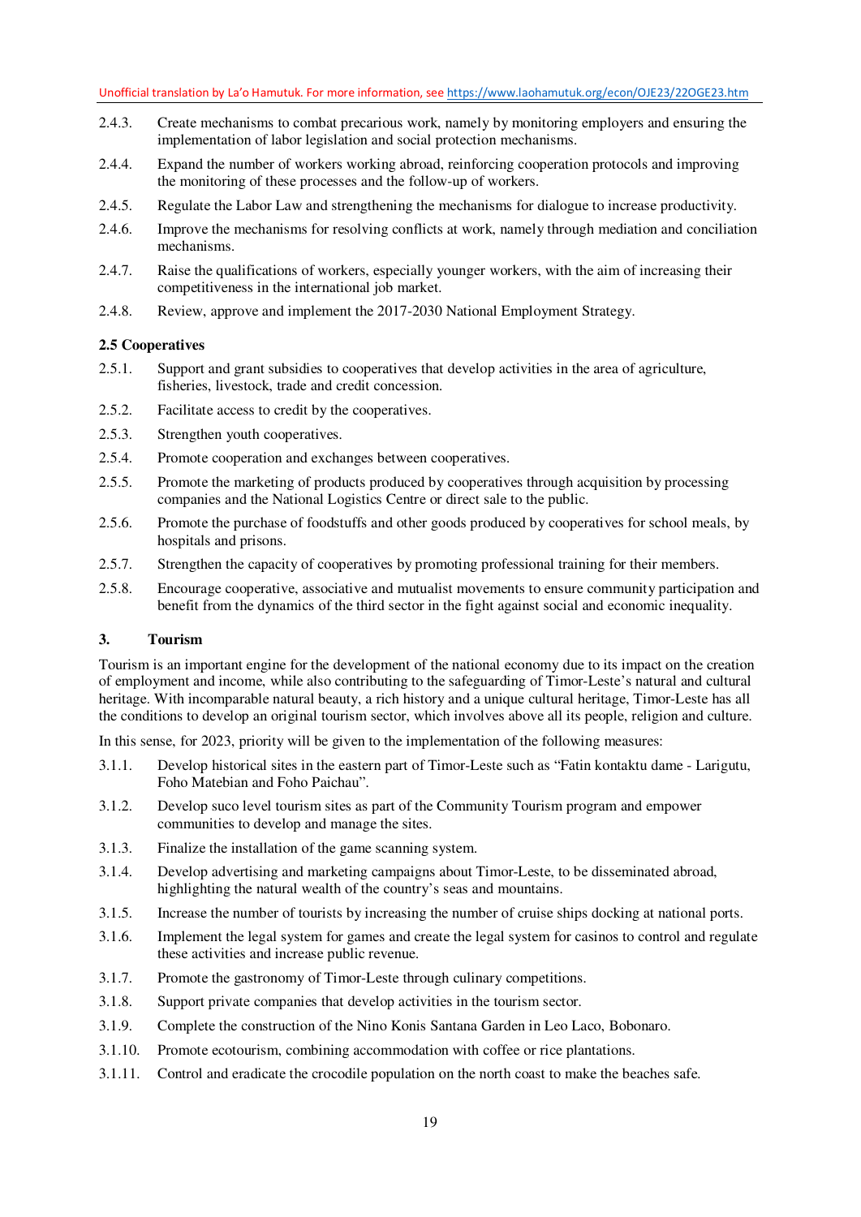2.4.3. Create mechanisms to combat precarious work, namely by monitoring employers and ensuring the implementation of labor legislation and social protection mechanisms.

2.4.4. Expand the number of workers working abroad, reinforcing cooperation protocols and improving the monitoring of these processes and the follow-up of workers.

2.4.5. Regulate the Labor Law and strengthening the mechanisms for dialogue to increase productivity.

2.4.6. Improve the mechanisms for resolving conflicts at work, namely through mediation and conciliation mechanisms.

2.4.7. Raise the qualifications of workers, especially younger workers, with the aim of increasing their competitiveness in the international job market.

2.4.8. Review, approve and implement the 2017-2030 National Employment Strategy.

**2.5 Cooperatives**

2.5.1. Support and grant subsidies to cooperatives that develop activities in the area of agriculture, fisheries, livestock, trade and credit concession.

2.5.2. Facilitate access to credit by the cooperatives.

2.5.3. Strengthen youth cooperatives.

2.5.4. Promote cooperation and exchanges between cooperatives.

2.5.5. Promote the marketing of products produced by cooperatives through acquisition by processing companies and the National Logistics Centre or direct sale to the public.

2.5.6. Promote the purchase of foodstuffs and other goods produced by cooperatives for school meals, by hospitals and prisons.

2.5.7. Strengthen the capacity of cooperatives by promoting professional training for their members.

2.5.8. Encourage cooperative, associative and mutualist movements to ensure community participation and benefit from the dynamics of the third sector in the fight against social and economic inequality.

## 3. Tourism

Tourism is an important engine for the development of the national economy due to its impact on the creation of employment and income, while also contributing to the safeguarding of Timor-Leste's natural and cultural heritage. With incomparable natural beauty, a rich history and a unique cultural heritage, Timor-Leste has all the conditions to develop an original tourism sector, which involves above all its people, religion and culture.

In this sense, for 2023, priority will be given to the implementation of the following measures:

3.1.1. Develop historical sites in the eastern part of Timor-Leste such as "Fatin kontaktu dame - Larigutu, Foho Matebian and Foho Paichau".

3.1.2. Develop suco level tourism sites as part of the Community Tourism program and empower communities to develop and manage the sites.

3.1.3. Finalize the installation of the game scanning system.

3.1.4. Develop advertising and marketing campaigns about Timor-Leste, to be disseminated abroad, highlighting the natural wealth of the country's seas and mountains.

3.1.5. Increase the number of tourists by increasing the number of cruise ships docking at national ports.

3.1.6. Implement the legal system for games and create the legal system for casinos to control and regulate these activities and increase public revenue.

3.1.7. Promote the gastronomy of Timor-Leste through culinary competitions.

3.1.8. Support private companies that develop activities in the tourism sector.

3.1.9. Complete the construction of the Nino Konis Santana Garden in Leo Laco, Bobonaro.

3.1.10. Promote ecotourism, combining accommodation with coffee or rice plantations.

3.1.11. Control and eradicate the crocodile population on the north coast to make the beaches safe.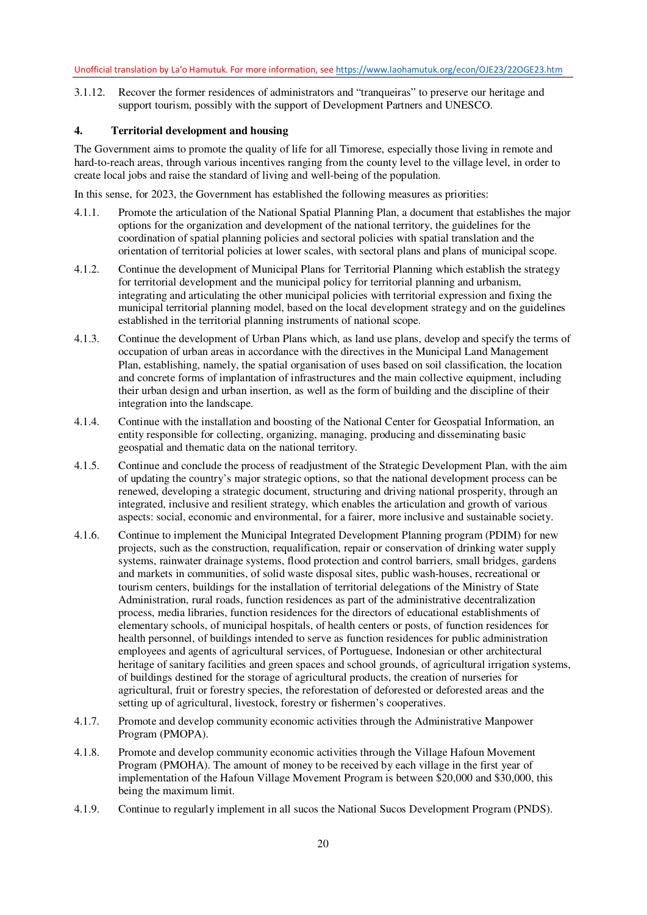3.1.12. Recover the former residences of administrators and "tranqueiras" to preserve our heritage and support tourism, possibly with the support of Development Partners and UNESCO.

## 4. Territorial development and housing

The Government aims to promote the quality of life for all Timorese, especially those living in remote and hard-to-reach areas, through various incentives ranging from the county level to the village level, in order to create local jobs and raise the standard of living and well-being of the population.

In this sense, for 2023, the Government has established the following measures as priorities:

4.1.1. Promote the articulation of the National Spatial Planning Plan, a document that establishes the major options for the organization and development of the national territory, the guidelines for the coordination of spatial planning policies and sectoral policies with spatial translation and the orientation of territorial policies at lower scales, with sectoral plans and plans of municipal scope.

4.1.2. Continue the development of Municipal Plans for Territorial Planning which establish the strategy for territorial development and the municipal policy for territorial planning and urbanism, integrating and articulating the other municipal policies with territorial expression and fixing the municipal territorial planning model, based on the local development strategy and on the guidelines established in the territorial planning instruments of national scope.

4.1.3. Continue the development of Urban Plans which, as land use plans, develop and specify the terms of occupation of urban areas in accordance with the directives in the Municipal Land Management Plan, establishing, namely, the spatial organisation of uses based on soil classification, the location and concrete forms of implantation of infrastructures and the main collective equipment, including their urban design and urban insertion, as well as the form of building and the discipline of their integration into the landscape.

4.1.4. Continue with the installation and boosting of the National Center for Geospatial Information, an entity responsible for collecting, organizing, managing, producing and disseminating basic geospatial and thematic data on the national territory.

4.1.5. Continue and conclude the process of readjustment of the Strategic Development Plan, with the aim of updating the country's major strategic options, so that the national development process can be renewed, developing a strategic document, structuring and driving national prosperity, through an integrated, inclusive and resilient strategy, which enables the articulation and growth of various aspects: social, economic and environmental, for a fairer, more inclusive and sustainable society.

4.1.6. Continue to implement the Municipal Integrated Development Planning program (PDIM) for new projects, such as the construction, requalification, repair or conservation of drinking water supply systems, rainwater drainage systems, flood protection and control barriers, small bridges, gardens and markets in communities, of solid waste disposal sites, public wash-houses, recreational or tourism centers, buildings for the installation of territorial delegations of the Ministry of State Administration, rural roads, function residences as part of the administrative decentralization process, media libraries, function residences for the directors of educational establishments of elementary schools, of municipal hospitals, of health centers or posts, of function residences for health personnel, of buildings intended to serve as function residences for public administration employees and agents of agricultural services, of Portuguese, Indonesian or other architectural heritage of sanitary facilities and green spaces and school grounds, of agricultural irrigation systems, of buildings destined for the storage of agricultural products, the creation of nurseries for agricultural, fruit or forestry species, the reforestation of deforested or deforested areas and the setting up of agricultural, livestock, forestry or fishermen's cooperatives.

4.1.7. Promote and develop community economic activities through the Administrative Manpower Program (PMOPA).

4.1.8. Promote and develop community economic activities through the Village Hafoun Movement Program (PMOHA). The amount of money to be received by each village in the first year of implementation of the Hafoun Village Movement Program is between $20,000 and $30,000, this being the maximum limit.

4.1.9. Continue to regularly implement in all sucos the National Sucos Development Program (PNDS).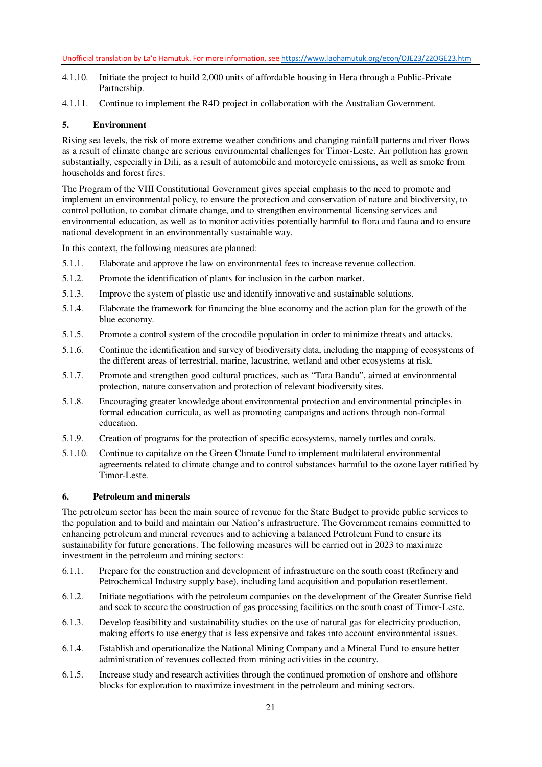4.1.10. Initiate the project to build 2,000 units of affordable housing in Hera through a Public-Private Partnership.

4.1.11. Continue to implement the R4D project in collaboration with the Australian Government.

## 5. Environment

Rising sea levels, the risk of more extreme weather conditions and changing rainfall patterns and river flows as a result of climate change are serious environmental challenges for Timor-Leste. Air pollution has grown substantially, especially in Dili, as a result of automobile and motorcycle emissions, as well as smoke from households and forest fires.

The Program of the VIII Constitutional Government gives special emphasis to the need to promote and implement an environmental policy, to ensure the protection and conservation of nature and biodiversity, to control pollution, to combat climate change, and to strengthen environmental licensing services and environmental education, as well as to monitor activities potentially harmful to flora and fauna and to ensure national development in an environmentally sustainable way.

In this context, the following measures are planned:

5.1.1. Elaborate and approve the law on environmental fees to increase revenue collection.

5.1.2. Promote the identification of plants for inclusion in the carbon market.

5.1.3. Improve the system of plastic use and identify innovative and sustainable solutions.

5.1.4. Elaborate the framework for financing the blue economy and the action plan for the growth of the blue economy.

5.1.5. Promote a control system of the crocodile population in order to minimize threats and attacks.

5.1.6. Continue the identification and survey of biodiversity data, including the mapping of ecosystems of the different areas of terrestrial, marine, lacustrine, wetland and other ecosystems at risk.

5.1.7. Promote and strengthen good cultural practices, such as "Tara Bandu", aimed at environmental protection, nature conservation and protection of relevant biodiversity sites.

5.1.8. Encouraging greater knowledge about environmental protection and environmental principles in formal education curricula, as well as promoting campaigns and actions through non-formal education.

5.1.9. Creation of programs for the protection of specific ecosystems, namely turtles and corals.

5.1.10. Continue to capitalize on the Green Climate Fund to implement multilateral environmental agreements related to climate change and to control substances harmful to the ozone layer ratified by Timor-Leste.

## 6. Petroleum and minerals

The petroleum sector has been the main source of revenue for the State Budget to provide public services to the population and to build and maintain our Nation's infrastructure. The Government remains committed to enhancing petroleum and mineral revenues and to achieving a balanced Petroleum Fund to ensure its sustainability for future generations. The following measures will be carried out in 2023 to maximize investment in the petroleum and mining sectors:

6.1.1. Prepare for the construction and development of infrastructure on the south coast (Refinery and Petrochemical Industry supply base), including land acquisition and population resettlement.

6.1.2. Initiate negotiations with the petroleum companies on the development of the Greater Sunrise field and seek to secure the construction of gas processing facilities on the south coast of Timor-Leste.

6.1.3. Develop feasibility and sustainability studies on the use of natural gas for electricity production, making efforts to use energy that is less expensive and takes into account environmental issues.

6.1.4. Establish and operationalize the National Mining Company and a Mineral Fund to ensure better administration of revenues collected from mining activities in the country.

6.1.5. Increase study and research activities through the continued promotion of onshore and offshore blocks for exploration to maximize investment in the petroleum and mining sectors.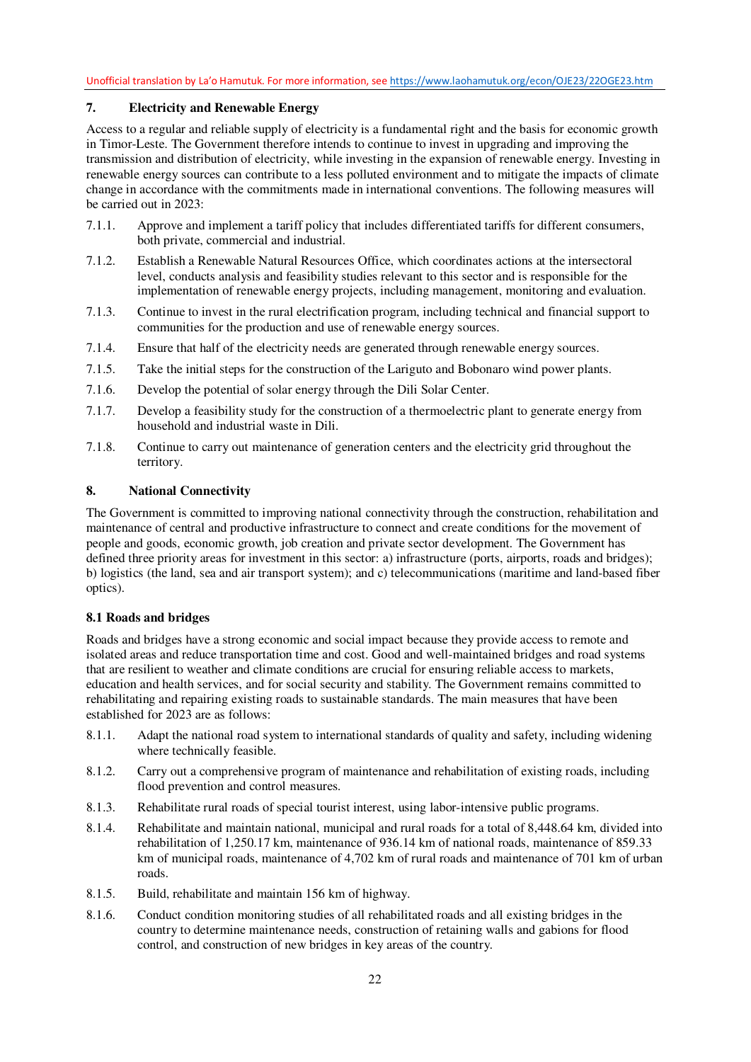## 7. Electricity and Renewable Energy

Access to a regular and reliable supply of electricity is a fundamental right and the basis for economic growth in Timor-Leste. The Government therefore intends to continue to invest in upgrading and improving the transmission and distribution of electricity, while investing in the expansion of renewable energy. Investing in renewable energy sources can contribute to a less polluted environment and to mitigate the impacts of climate change in accordance with the commitments made in international conventions. The following measures will be carried out in 2023:

7.1.1. Approve and implement a tariff policy that includes differentiated tariffs for different consumers, both private, commercial and industrial.

7.1.2. Establish a Renewable Natural Resources Office, which coordinates actions at the intersectoral level, conducts analysis and feasibility studies relevant to this sector and is responsible for the implementation of renewable energy projects, including management, monitoring and evaluation.

7.1.3. Continue to invest in the rural electrification program, including technical and financial support to communities for the production and use of renewable energy sources.

7.1.4. Ensure that half of the electricity needs are generated through renewable energy sources.

7.1.5. Take the initial steps for the construction of the Lariguto and Bobonaro wind power plants.

7.1.6. Develop the potential of solar energy through the Dili Solar Center.

7.1.7. Develop a feasibility study for the construction of a thermoelectric plant to generate energy from household and industrial waste in Dili.

7.1.8. Continue to carry out maintenance of generation centers and the electricity grid throughout the territory.

## 8. National Connectivity

The Government is committed to improving national connectivity through the construction, rehabilitation and maintenance of central and productive infrastructure to connect and create conditions for the movement of people and goods, economic growth, job creation and private sector development. The Government has defined three priority areas for investment in this sector: a) infrastructure (ports, airports, roads and bridges); b) logistics (the land, sea and air transport system); and c) telecommunications (maritime and land-based fiber optics).

### 8.1 Roads and bridges

Roads and bridges have a strong economic and social impact because they provide access to remote and isolated areas and reduce transportation time and cost. Good and well-maintained bridges and road systems that are resilient to weather and climate conditions are crucial for ensuring reliable access to markets, education and health services, and for social security and stability. The Government remains committed to rehabilitating and repairing existing roads to sustainable standards. The main measures that have been established for 2023 are as follows:

8.1.1. Adapt the national road system to international standards of quality and safety, including widening where technically feasible.

8.1.2. Carry out a comprehensive program of maintenance and rehabilitation of existing roads, including flood prevention and control measures.

8.1.3. Rehabilitate rural roads of special tourist interest, using labor-intensive public programs.

8.1.4. Rehabilitate and maintain national, municipal and rural roads for a total of 8,448.64 km, divided into rehabilitation of 1,250.17 km, maintenance of 936.14 km of national roads, maintenance of 859.33 km of municipal roads, maintenance of 4,702 km of rural roads and maintenance of 701 km of urban roads.

8.1.5. Build, rehabilitate and maintain 156 km of highway.

8.1.6. Conduct condition monitoring studies of all rehabilitated roads and all existing bridges in the country to determine maintenance needs, construction of retaining walls and gabions for flood control, and construction of new bridges in key areas of the country.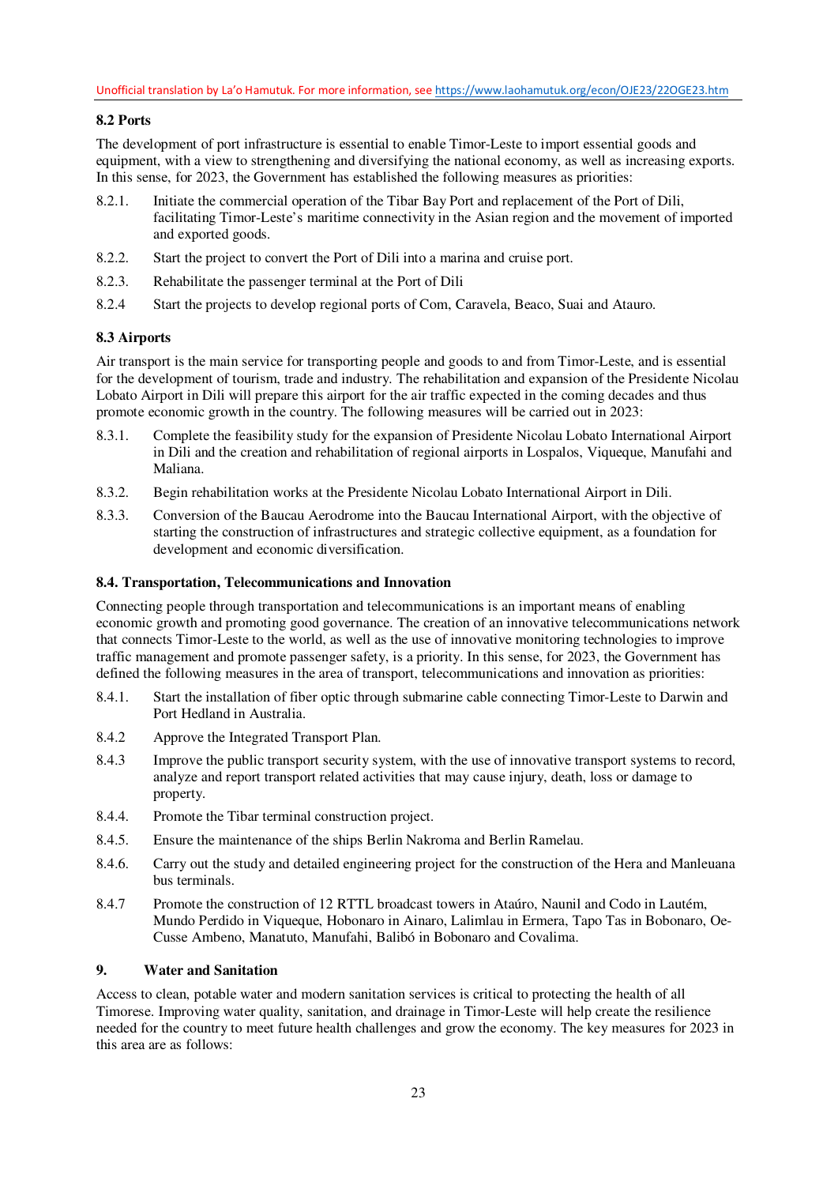### 8.2 Ports

The development of port infrastructure is essential to enable Timor-Leste to import essential goods and equipment, with a view to strengthening and diversifying the national economy, as well as increasing exports. In this sense, for 2023, the Government has established the following measures as priorities:

8.2.1. Initiate the commercial operation of the Tibar Bay Port and replacement of the Port of Dili, facilitating Timor-Leste's maritime connectivity in the Asian region and the movement of imported and exported goods.

8.2.2. Start the project to convert the Port of Dili into a marina and cruise port.

8.2.3. Rehabilitate the passenger terminal at the Port of Dili

8.2.4 Start the projects to develop regional ports of Com, Caravela, Beaco, Suai and Atauro.

### 8.3 Airports

Air transport is the main service for transporting people and goods to and from Timor-Leste, and is essential for the development of tourism, trade and industry. The rehabilitation and expansion of the Presidente Nicolau Lobato Airport in Dili will prepare this airport for the air traffic expected in the coming decades and thus promote economic growth in the country. The following measures will be carried out in 2023:

8.3.1. Complete the feasibility study for the expansion of Presidente Nicolau Lobato International Airport in Dili and the creation and rehabilitation of regional airports in Lospalos, Viqueque, Manufahi and Maliana.

8.3.2. Begin rehabilitation works at the Presidente Nicolau Lobato International Airport in Dili.

8.3.3. Conversion of the Baucau Aerodrome into the Baucau International Airport, with the objective of starting the construction of infrastructures and strategic collective equipment, as a foundation for development and economic diversification.

### 8.4. Transportation, Telecommunications and Innovation

Connecting people through transportation and telecommunications is an important means of enabling economic growth and promoting good governance. The creation of an innovative telecommunications network that connects Timor-Leste to the world, as well as the use of innovative monitoring technologies to improve traffic management and promote passenger safety, is a priority. In this sense, for 2023, the Government has defined the following measures in the area of transport, telecommunications and innovation as priorities:

8.4.1. Start the installation of fiber optic through submarine cable connecting Timor-Leste to Darwin and Port Hedland in Australia.

8.4.2 Approve the Integrated Transport Plan.

8.4.3 Improve the public transport security system, with the use of innovative transport systems to record, analyze and report transport related activities that may cause injury, death, loss or damage to property.

8.4.4. Promote the Tibar terminal construction project.

8.4.5. Ensure the maintenance of the ships Berlin Nakroma and Berlin Ramelau.

8.4.6. Carry out the study and detailed engineering project for the construction of the Hera and Manleuana bus terminals.

8.4.7 Promote the construction of 12 RTTL broadcast towers in Ataúro, Naunil and Codo in Lautém, Mundo Perdido in Viqueque, Hobonaro in Ainaro, Lalimlau in Ermera, Tapo Tas in Bobonaro, Oe-Cusse Ambeno, Manatuto, Manufahi, Balibó in Bobonaro and Covalima.

## 9. Water and Sanitation

Access to clean, potable water and modern sanitation services is critical to protecting the health of all Timorese. Improving water quality, sanitation, and drainage in Timor-Leste will help create the resilience needed for the country to meet future health challenges and grow the economy. The key measures for 2023 in this area are as follows: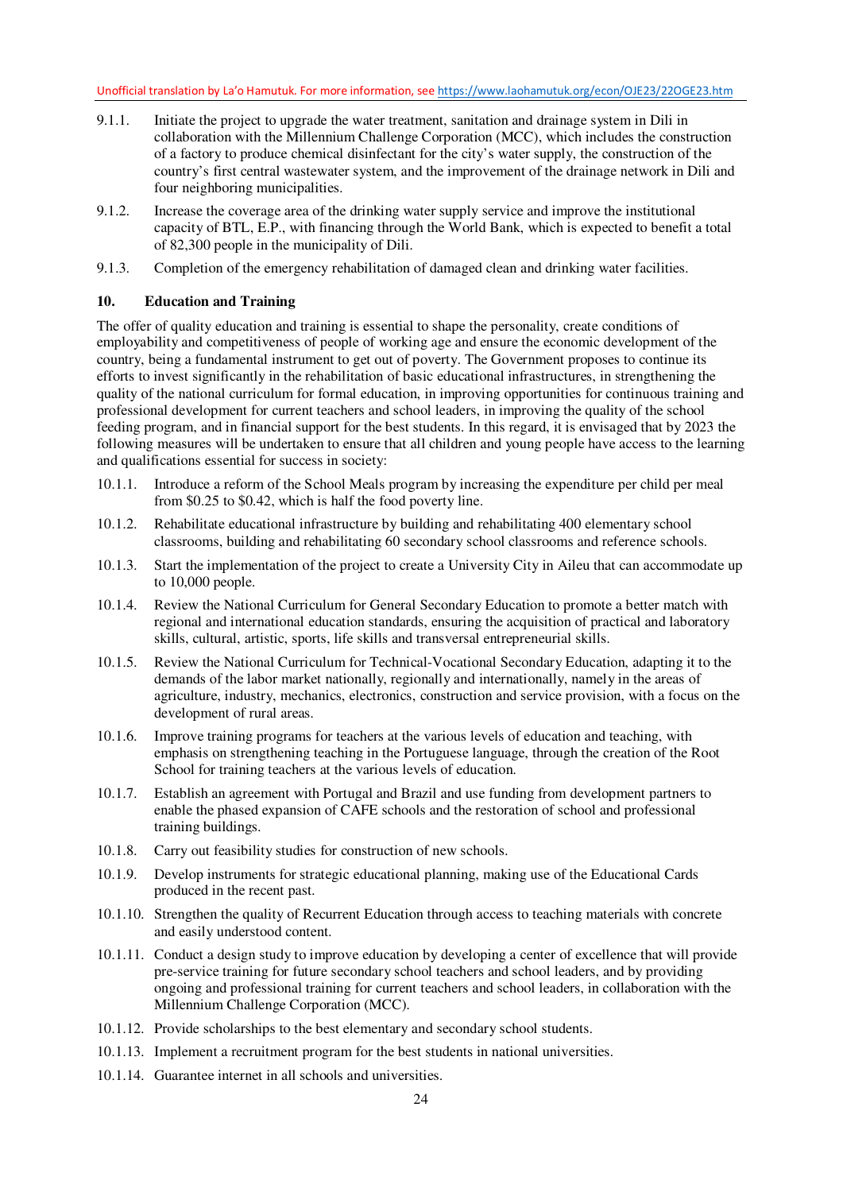9.1.1. Initiate the project to upgrade the water treatment, sanitation and drainage system in Dili in collaboration with the Millennium Challenge Corporation (MCC), which includes the construction of a factory to produce chemical disinfectant for the city's water supply, the construction of the country's first central wastewater system, and the improvement of the drainage network in Dili and four neighboring municipalities.

9.1.2. Increase the coverage area of the drinking water supply service and improve the institutional capacity of BTL, E.P., with financing through the World Bank, which is expected to benefit a total of 82,300 people in the municipality of Dili.

9.1.3. Completion of the emergency rehabilitation of damaged clean and drinking water facilities.

## 10. Education and Training

The offer of quality education and training is essential to shape the personality, create conditions of employability and competitiveness of people of working age and ensure the economic development of the country, being a fundamental instrument to get out of poverty. The Government proposes to continue its efforts to invest significantly in the rehabilitation of basic educational infrastructures, in strengthening the quality of the national curriculum for formal education, in improving opportunities for continuous training and professional development for current teachers and school leaders, in improving the quality of the school feeding program, and in financial support for the best students. In this regard, it is envisaged that by 2023 the following measures will be undertaken to ensure that all children and young people have access to the learning and qualifications essential for success in society:

10.1.1. Introduce a reform of the School Meals program by increasing the expenditure per child per meal from $0.25 to $0.42, which is half the food poverty line.

10.1.2. Rehabilitate educational infrastructure by building and rehabilitating 400 elementary school classrooms, building and rehabilitating 60 secondary school classrooms and reference schools.

10.1.3. Start the implementation of the project to create a University City in Aileu that can accommodate up to 10,000 people.

10.1.4. Review the National Curriculum for General Secondary Education to promote a better match with regional and international education standards, ensuring the acquisition of practical and laboratory skills, cultural, artistic, sports, life skills and transversal entrepreneurial skills.

10.1.5. Review the National Curriculum for Technical-Vocational Secondary Education, adapting it to the demands of the labor market nationally, regionally and internationally, namely in the areas of agriculture, industry, mechanics, electronics, construction and service provision, with a focus on the development of rural areas.

10.1.6. Improve training programs for teachers at the various levels of education and teaching, with emphasis on strengthening teaching in the Portuguese language, through the creation of the Root School for training teachers at the various levels of education.

10.1.7. Establish an agreement with Portugal and Brazil and use funding from development partners to enable the phased expansion of CAFE schools and the restoration of school and professional training buildings.

10.1.8. Carry out feasibility studies for construction of new schools.

10.1.9. Develop instruments for strategic educational planning, making use of the Educational Cards produced in the recent past.

10.1.10. Strengthen the quality of Recurrent Education through access to teaching materials with concrete and easily understood content.

10.1.11. Conduct a design study to improve education by developing a center of excellence that will provide pre-service training for future secondary school teachers and school leaders, and by providing ongoing and professional training for current teachers and school leaders, in collaboration with the Millennium Challenge Corporation (MCC).

10.1.12. Provide scholarships to the best elementary and secondary school students.

10.1.13. Implement a recruitment program for the best students in national universities.

10.1.14. Guarantee internet in all schools and universities.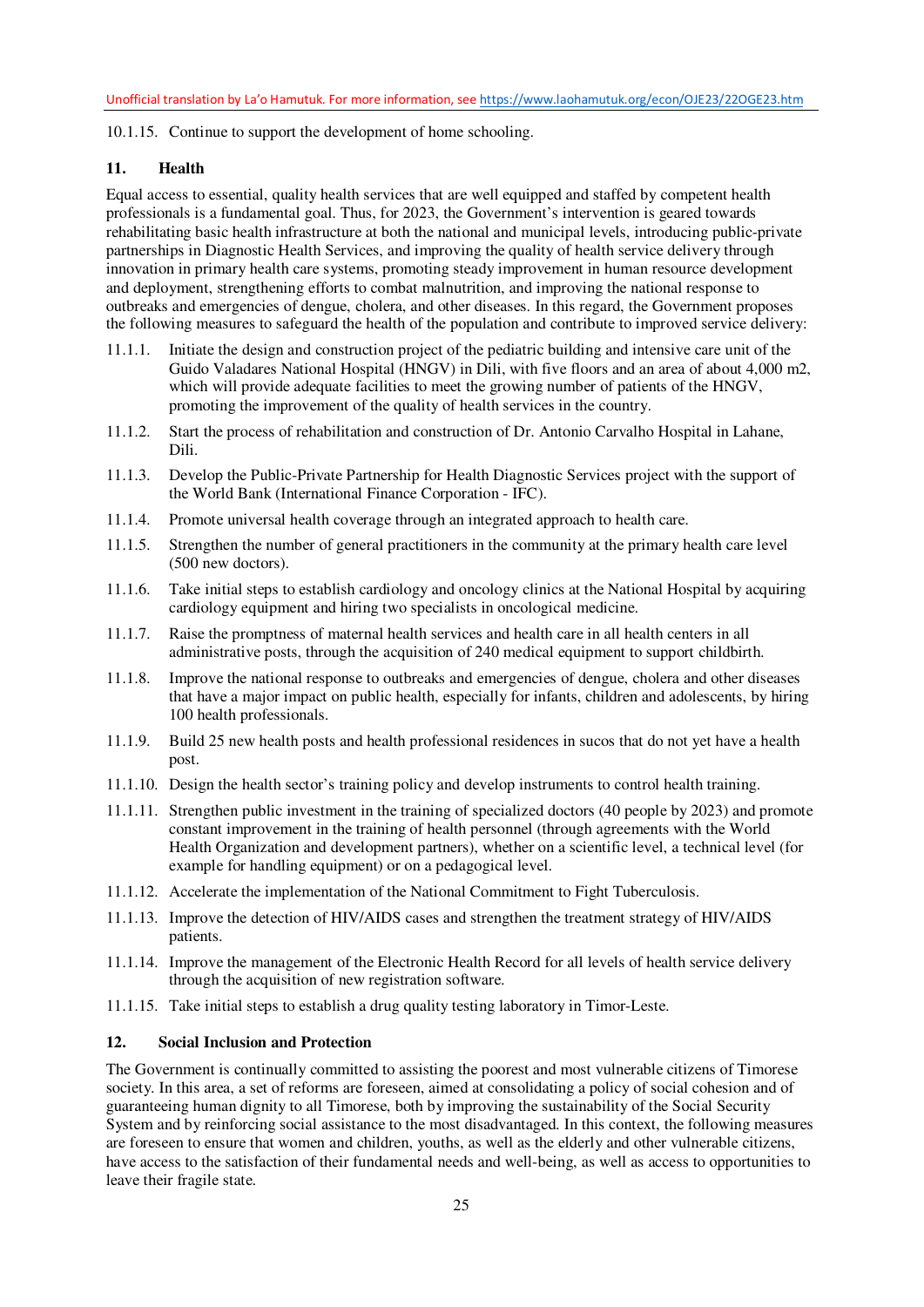10.1.15. Continue to support the development of home schooling.

## 11. Health

Equal access to essential, quality health services that are well equipped and staffed by competent health professionals is a fundamental goal. Thus, for 2023, the Government's intervention is geared towards rehabilitating basic health infrastructure at both the national and municipal levels, introducing public-private partnerships in Diagnostic Health Services, and improving the quality of health service delivery through innovation in primary health care systems, promoting steady improvement in human resource development and deployment, strengthening efforts to combat malnutrition, and improving the national response to outbreaks and emergencies of dengue, cholera, and other diseases. In this regard, the Government proposes the following measures to safeguard the health of the population and contribute to improved service delivery:

11.1.1. Initiate the design and construction project of the pediatric building and intensive care unit of the Guido Valadares National Hospital (HNGV) in Dili, with five floors and an area of about 4,000 m2, which will provide adequate facilities to meet the growing number of patients of the HNGV, promoting the improvement of the quality of health services in the country.

11.1.2. Start the process of rehabilitation and construction of Dr. Antonio Carvalho Hospital in Lahane, Dili.

11.1.3. Develop the Public-Private Partnership for Health Diagnostic Services project with the support of the World Bank (International Finance Corporation - IFC).

11.1.4. Promote universal health coverage through an integrated approach to health care.

11.1.5. Strengthen the number of general practitioners in the community at the primary health care level (500 new doctors).

11.1.6. Take initial steps to establish cardiology and oncology clinics at the National Hospital by acquiring cardiology equipment and hiring two specialists in oncological medicine.

11.1.7. Raise the promptness of maternal health services and health care in all health centers in all administrative posts, through the acquisition of 240 medical equipment to support childbirth.

11.1.8. Improve the national response to outbreaks and emergencies of dengue, cholera and other diseases that have a major impact on public health, especially for infants, children and adolescents, by hiring 100 health professionals.

11.1.9. Build 25 new health posts and health professional residences in sucos that do not yet have a health post.

11.1.10. Design the health sector's training policy and develop instruments to control health training.

11.1.11. Strengthen public investment in the training of specialized doctors (40 people by 2023) and promote constant improvement in the training of health personnel (through agreements with the World Health Organization and development partners), whether on a scientific level, a technical level (for example for handling equipment) or on a pedagogical level.

11.1.12. Accelerate the implementation of the National Commitment to Fight Tuberculosis.

11.1.13. Improve the detection of HIV/AIDS cases and strengthen the treatment strategy of HIV/AIDS patients.

11.1.14. Improve the management of the Electronic Health Record for all levels of health service delivery through the acquisition of new registration software.

11.1.15. Take initial steps to establish a drug quality testing laboratory in Timor-Leste.

## 12. Social Inclusion and Protection

The Government is continually committed to assisting the poorest and most vulnerable citizens of Timorese society. In this area, a set of reforms are foreseen, aimed at consolidating a policy of social cohesion and of guaranteeing human dignity to all Timorese, both by improving the sustainability of the Social Security System and by reinforcing social assistance to the most disadvantaged. In this context, the following measures are foreseen to ensure that women and children, youths, as well as the elderly and other vulnerable citizens, have access to the satisfaction of their fundamental needs and well-being, as well as access to opportunities to leave their fragile state.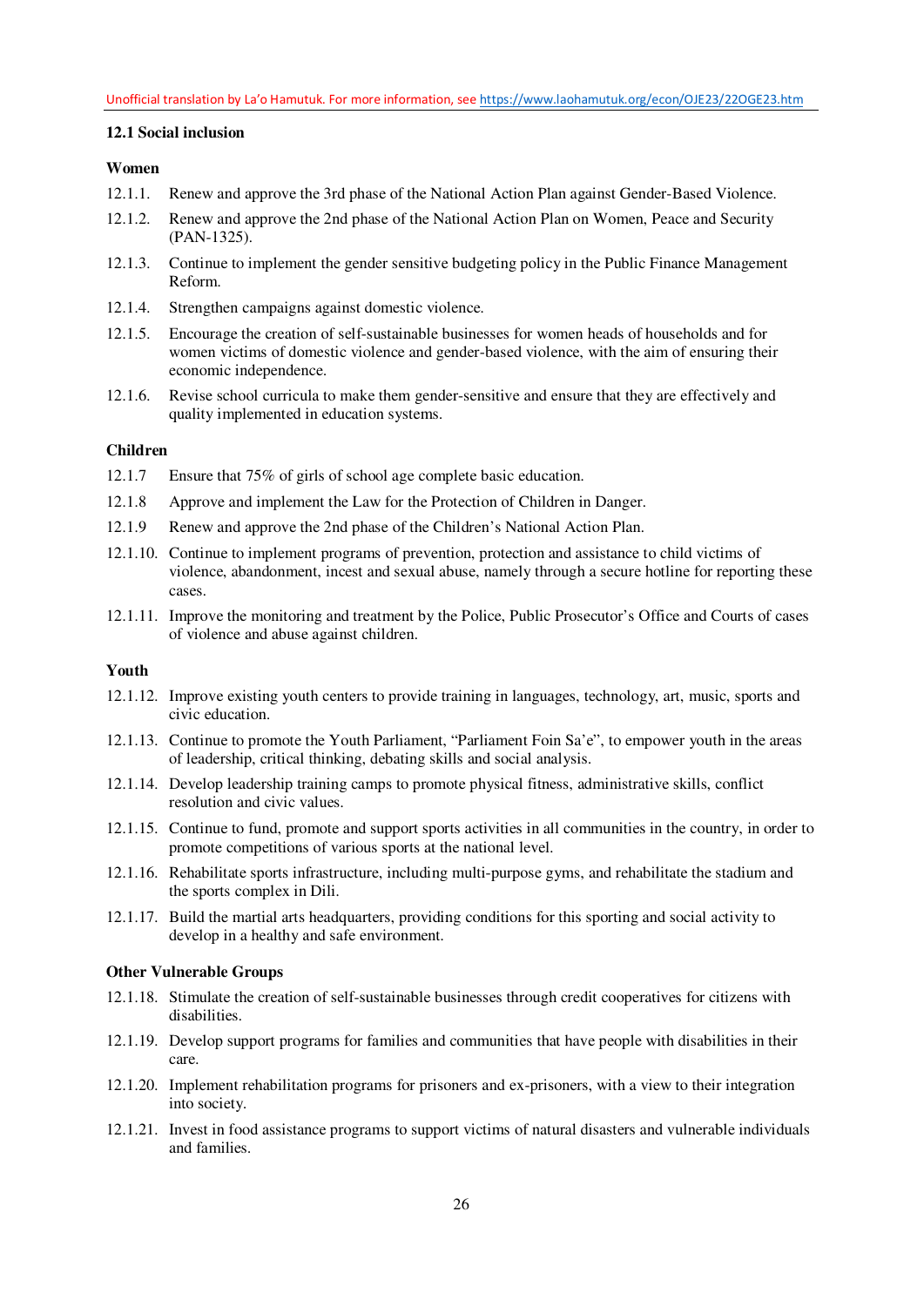### 12.1 Social inclusion

**Women**

12.1.1. Renew and approve the 3rd phase of the National Action Plan against Gender-Based Violence.

12.1.2. Renew and approve the 2nd phase of the National Action Plan on Women, Peace and Security (PAN-1325).

12.1.3. Continue to implement the gender sensitive budgeting policy in the Public Finance Management Reform.

12.1.4. Strengthen campaigns against domestic violence.

12.1.5. Encourage the creation of self-sustainable businesses for women heads of households and for women victims of domestic violence and gender-based violence, with the aim of ensuring their economic independence.

12.1.6. Revise school curricula to make them gender-sensitive and ensure that they are effectively and quality implemented in education systems.

**Children**

12.1.7 Ensure that 75% of girls of school age complete basic education.

12.1.8 Approve and implement the Law for the Protection of Children in Danger.

12.1.9 Renew and approve the 2nd phase of the Children's National Action Plan.

12.1.10. Continue to implement programs of prevention, protection and assistance to child victims of violence, abandonment, incest and sexual abuse, namely through a secure hotline for reporting these cases.

12.1.11. Improve the monitoring and treatment by the Police, Public Prosecutor's Office and Courts of cases of violence and abuse against children.

**Youth**

12.1.12. Improve existing youth centers to provide training in languages, technology, art, music, sports and civic education.

12.1.13. Continue to promote the Youth Parliament, "Parliament Foin Sa'e", to empower youth in the areas of leadership, critical thinking, debating skills and social analysis.

12.1.14. Develop leadership training camps to promote physical fitness, administrative skills, conflict resolution and civic values.

12.1.15. Continue to fund, promote and support sports activities in all communities in the country, in order to promote competitions of various sports at the national level.

12.1.16. Rehabilitate sports infrastructure, including multi-purpose gyms, and rehabilitate the stadium and the sports complex in Dili.

12.1.17. Build the martial arts headquarters, providing conditions for this sporting and social activity to develop in a healthy and safe environment.

**Other Vulnerable Groups**

12.1.18. Stimulate the creation of self-sustainable businesses through credit cooperatives for citizens with disabilities.

12.1.19. Develop support programs for families and communities that have people with disabilities in their care.

12.1.20. Implement rehabilitation programs for prisoners and ex-prisoners, with a view to their integration into society.

12.1.21. Invest in food assistance programs to support victims of natural disasters and vulnerable individuals and families.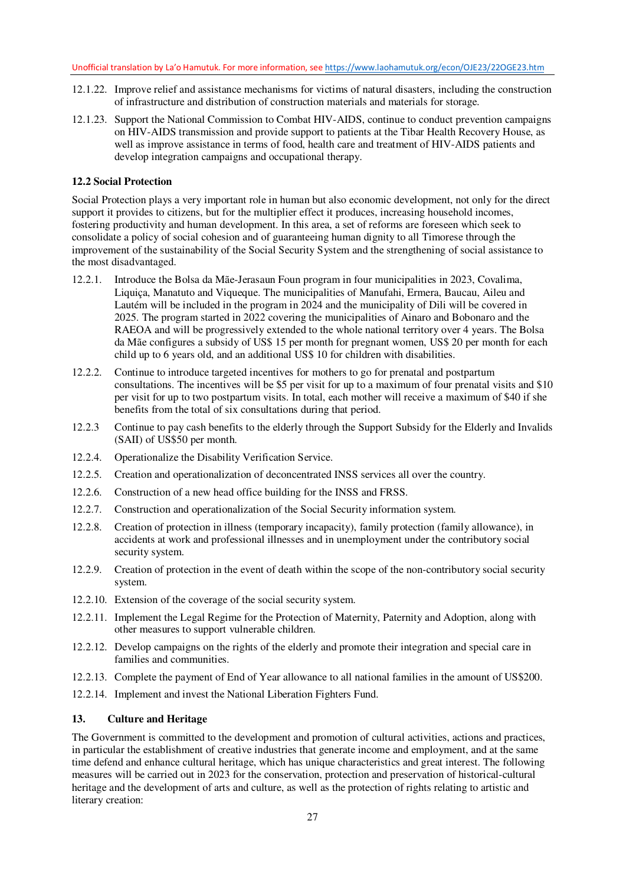12.1.22. Improve relief and assistance mechanisms for victims of natural disasters, including the construction of infrastructure and distribution of construction materials and materials for storage.

12.1.23. Support the National Commission to Combat HIV-AIDS, continue to conduct prevention campaigns on HIV-AIDS transmission and provide support to patients at the Tibar Health Recovery House, as well as improve assistance in terms of food, health care and treatment of HIV-AIDS patients and develop integration campaigns and occupational therapy.

### 12.2 Social Protection

Social Protection plays a very important role in human but also economic development, not only for the direct support it provides to citizens, but for the multiplier effect it produces, increasing household incomes, fostering productivity and human development. In this area, a set of reforms are foreseen which seek to consolidate a policy of social cohesion and of guaranteeing human dignity to all Timorese through the improvement of the sustainability of the Social Security System and the strengthening of social assistance to the most disadvantaged.

12.2.1. Introduce the Bolsa da Mãe-Jerasaun Foun program in four municipalities in 2023, Covalima, Liquiça, Manatuto and Viqueque. The municipalities of Manufahi, Ermera, Baucau, Aileu and Lautém will be included in the program in 2024 and the municipality of Dili will be covered in 2025. The program started in 2022 covering the municipalities of Ainaro and Bobonaro and the RAEOA and will be progressively extended to the whole national territory over 4 years. The Bolsa da Mãe configures a subsidy of US$ 15 per month for pregnant women, US$ 20 per month for each child up to 6 years old, and an additional US$ 10 for children with disabilities.

12.2.2. Continue to introduce targeted incentives for mothers to go for prenatal and postpartum consultations. The incentives will be $5 per visit for up to a maximum of four prenatal visits and $10 per visit for up to two postpartum visits. In total, each mother will receive a maximum of $40 if she benefits from the total of six consultations during that period.

12.2.3 Continue to pay cash benefits to the elderly through the Support Subsidy for the Elderly and Invalids (SAII) of US$50 per month.

12.2.4. Operationalize the Disability Verification Service.

12.2.5. Creation and operationalization of deconcentrated INSS services all over the country.

12.2.6. Construction of a new head office building for the INSS and FRSS.

12.2.7. Construction and operationalization of the Social Security information system.

12.2.8. Creation of protection in illness (temporary incapacity), family protection (family allowance), in accidents at work and professional illnesses and in unemployment under the contributory social security system.

12.2.9. Creation of protection in the event of death within the scope of the non-contributory social security system.

12.2.10. Extension of the coverage of the social security system.

12.2.11. Implement the Legal Regime for the Protection of Maternity, Paternity and Adoption, along with other measures to support vulnerable children.

12.2.12. Develop campaigns on the rights of the elderly and promote their integration and special care in families and communities.

12.2.13. Complete the payment of End of Year allowance to all national families in the amount of US$200.

12.2.14. Implement and invest the National Liberation Fighters Fund.

## 13. Culture and Heritage

The Government is committed to the development and promotion of cultural activities, actions and practices, in particular the establishment of creative industries that generate income and employment, and at the same time defend and enhance cultural heritage, which has unique characteristics and great interest. The following measures will be carried out in 2023 for the conservation, protection and preservation of historical-cultural heritage and the development of arts and culture, as well as the protection of rights relating to artistic and literary creation: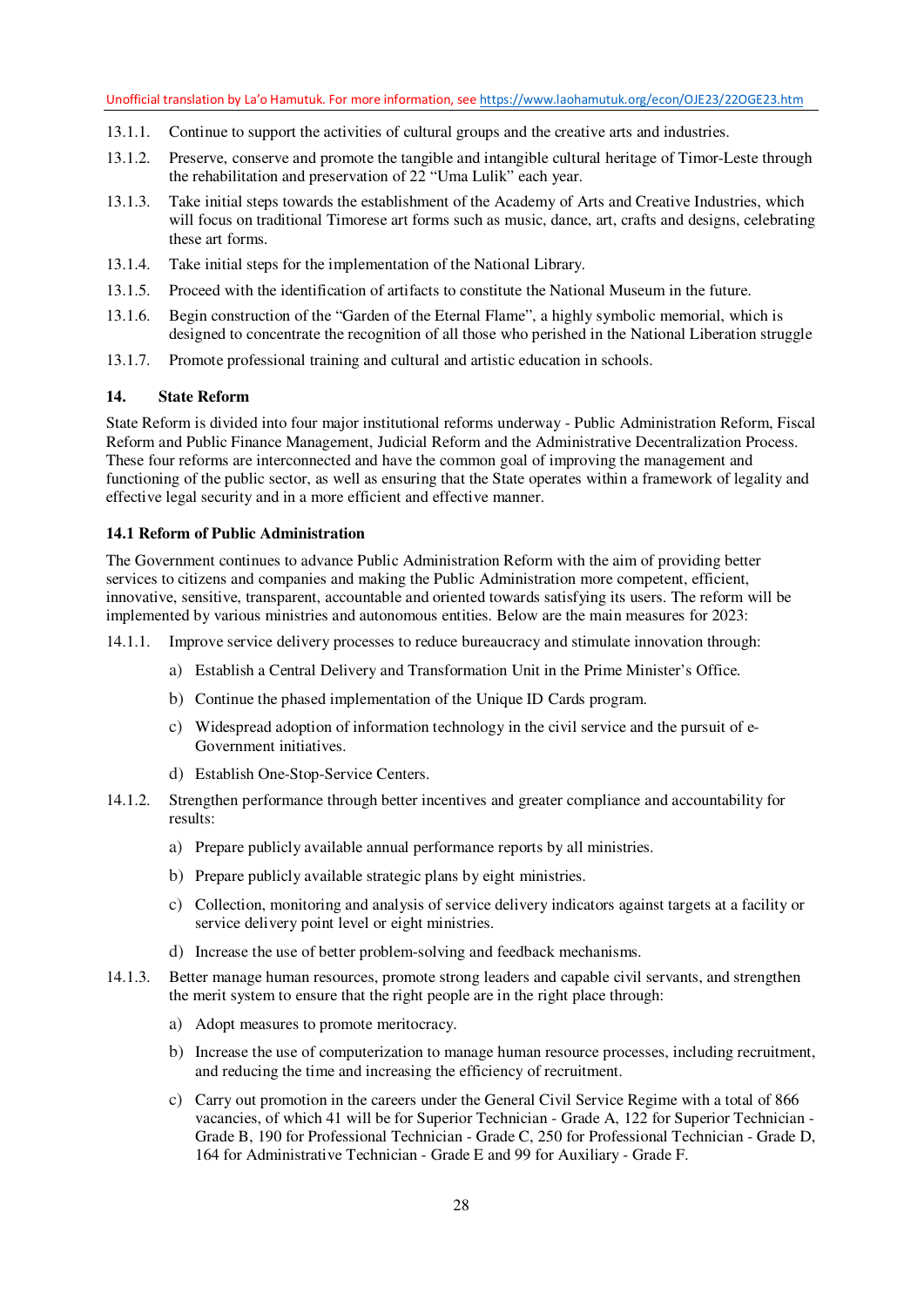13.1.1. Continue to support the activities of cultural groups and the creative arts and industries.

13.1.2. Preserve, conserve and promote the tangible and intangible cultural heritage of Timor-Leste through the rehabilitation and preservation of 22 "Uma Lulik" each year.

13.1.3. Take initial steps towards the establishment of the Academy of Arts and Creative Industries, which will focus on traditional Timorese art forms such as music, dance, art, crafts and designs, celebrating these art forms.

13.1.4. Take initial steps for the implementation of the National Library.

13.1.5. Proceed with the identification of artifacts to constitute the National Museum in the future.

13.1.6. Begin construction of the "Garden of the Eternal Flame", a highly symbolic memorial, which is designed to concentrate the recognition of all those who perished in the National Liberation struggle

13.1.7. Promote professional training and cultural and artistic education in schools.

## 14. State Reform

State Reform is divided into four major institutional reforms underway - Public Administration Reform, Fiscal Reform and Public Finance Management, Judicial Reform and the Administrative Decentralization Process. These four reforms are interconnected and have the common goal of improving the management and functioning of the public sector, as well as ensuring that the State operates within a framework of legality and effective legal security and in a more efficient and effective manner.

### 14.1 Reform of Public Administration

The Government continues to advance Public Administration Reform with the aim of providing better services to citizens and companies and making the Public Administration more competent, efficient, innovative, sensitive, transparent, accountable and oriented towards satisfying its users. The reform will be implemented by various ministries and autonomous entities. Below are the main measures for 2023:

14.1.1. Improve service delivery processes to reduce bureaucracy and stimulate innovation through:

a) Establish a Central Delivery and Transformation Unit in the Prime Minister's Office.

b) Continue the phased implementation of the Unique ID Cards program.

c) Widespread adoption of information technology in the civil service and the pursuit of e-Government initiatives.

d) Establish One-Stop-Service Centers.

14.1.2. Strengthen performance through better incentives and greater compliance and accountability for results:

a) Prepare publicly available annual performance reports by all ministries.

b) Prepare publicly available strategic plans by eight ministries.

c) Collection, monitoring and analysis of service delivery indicators against targets at a facility or service delivery point level or eight ministries.

d) Increase the use of better problem-solving and feedback mechanisms.

14.1.3. Better manage human resources, promote strong leaders and capable civil servants, and strengthen the merit system to ensure that the right people are in the right place through:

a) Adopt measures to promote meritocracy.

b) Increase the use of computerization to manage human resource processes, including recruitment, and reducing the time and increasing the efficiency of recruitment.

c) Carry out promotion in the careers under the General Civil Service Regime with a total of 866 vacancies, of which 41 will be for Superior Technician - Grade A, 122 for Superior Technician - Grade B, 190 for Professional Technician - Grade C, 250 for Professional Technician - Grade D, 164 for Administrative Technician - Grade E and 99 for Auxiliary - Grade F.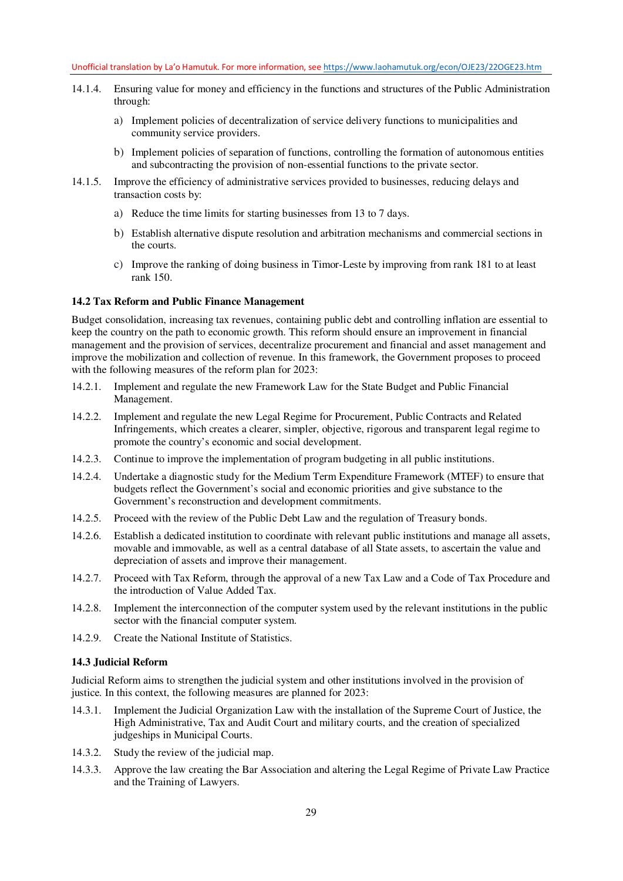14.1.4. Ensuring value for money and efficiency in the functions and structures of the Public Administration through:

a) Implement policies of decentralization of service delivery functions to municipalities and community service providers.

b) Implement policies of separation of functions, controlling the formation of autonomous entities and subcontracting the provision of non-essential functions to the private sector.

14.1.5. Improve the efficiency of administrative services provided to businesses, reducing delays and transaction costs by:

a) Reduce the time limits for starting businesses from 13 to 7 days.

b) Establish alternative dispute resolution and arbitration mechanisms and commercial sections in the courts.

c) Improve the ranking of doing business in Timor-Leste by improving from rank 181 to at least rank 150.

### 14.2 Tax Reform and Public Finance Management

Budget consolidation, increasing tax revenues, containing public debt and controlling inflation are essential to keep the country on the path to economic growth. This reform should ensure an improvement in financial management and the provision of services, decentralize procurement and financial and asset management and improve the mobilization and collection of revenue. In this framework, the Government proposes to proceed with the following measures of the reform plan for 2023:

14.2.1. Implement and regulate the new Framework Law for the State Budget and Public Financial Management.

14.2.2. Implement and regulate the new Legal Regime for Procurement, Public Contracts and Related Infringements, which creates a clearer, simpler, objective, rigorous and transparent legal regime to promote the country's economic and social development.

14.2.3. Continue to improve the implementation of program budgeting in all public institutions.

14.2.4. Undertake a diagnostic study for the Medium Term Expenditure Framework (MTEF) to ensure that budgets reflect the Government's social and economic priorities and give substance to the Government's reconstruction and development commitments.

14.2.5. Proceed with the review of the Public Debt Law and the regulation of Treasury bonds.

14.2.6. Establish a dedicated institution to coordinate with relevant public institutions and manage all assets, movable and immovable, as well as a central database of all State assets, to ascertain the value and depreciation of assets and improve their management.

14.2.7. Proceed with Tax Reform, through the approval of a new Tax Law and a Code of Tax Procedure and the introduction of Value Added Tax.

14.2.8. Implement the interconnection of the computer system used by the relevant institutions in the public sector with the financial computer system.

14.2.9. Create the National Institute of Statistics.

### 14.3 Judicial Reform

Judicial Reform aims to strengthen the judicial system and other institutions involved in the provision of justice. In this context, the following measures are planned for 2023:

14.3.1. Implement the Judicial Organization Law with the installation of the Supreme Court of Justice, the High Administrative, Tax and Audit Court and military courts, and the creation of specialized judgeships in Municipal Courts.

14.3.2. Study the review of the judicial map.

14.3.3. Approve the law creating the Bar Association and altering the Legal Regime of Private Law Practice and the Training of Lawyers.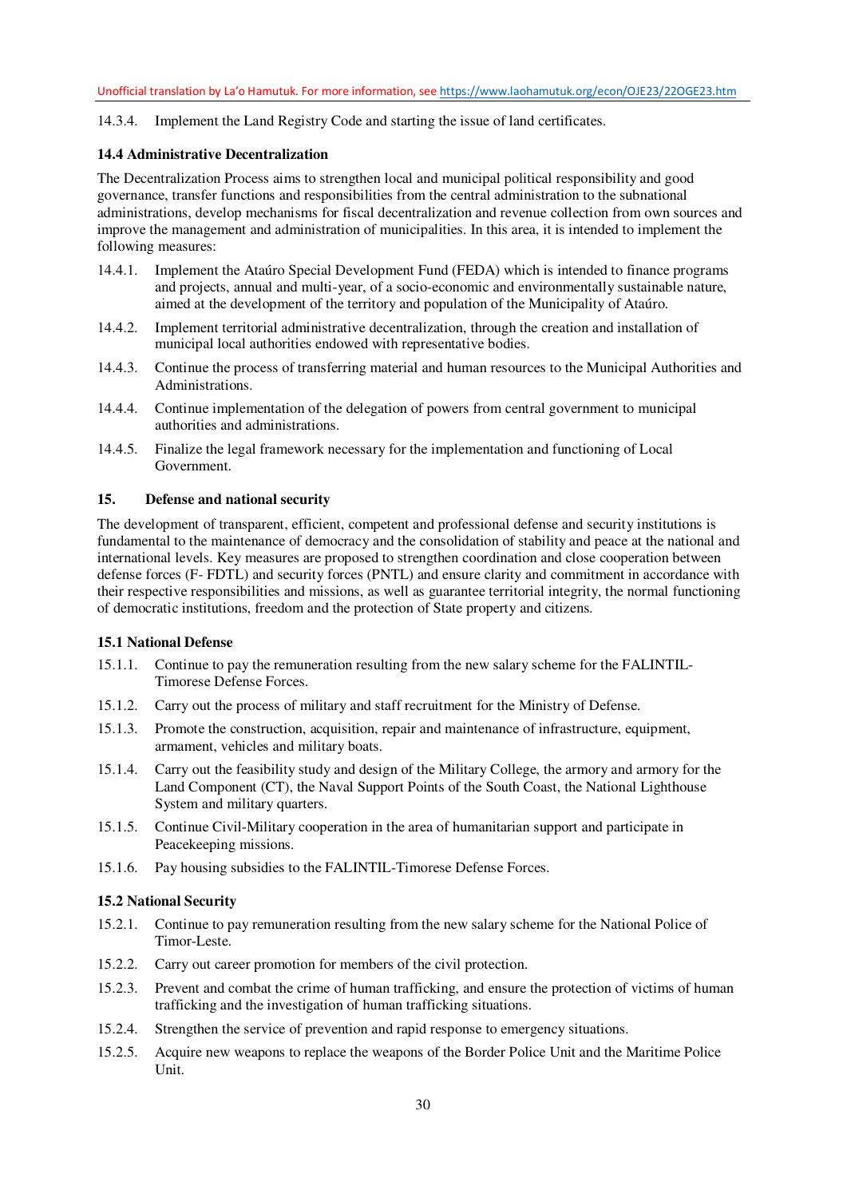14.3.4. Implement the Land Registry Code and starting the issue of land certificates.

### 14.4 Administrative Decentralization

The Decentralization Process aims to strengthen local and municipal political responsibility and good governance, transfer functions and responsibilities from the central administration to the subnational administrations, develop mechanisms for fiscal decentralization and revenue collection from own sources and improve the management and administration of municipalities. In this area, it is intended to implement the following measures:

14.4.1. Implement the Ataúro Special Development Fund (FEDA) which is intended to finance programs and projects, annual and multi-year, of a socio-economic and environmentally sustainable nature, aimed at the development of the territory and population of the Municipality of Ataúro.

14.4.2. Implement territorial administrative decentralization, through the creation and installation of municipal local authorities endowed with representative bodies.

14.4.3. Continue the process of transferring material and human resources to the Municipal Authorities and Administrations.

14.4.4. Continue implementation of the delegation of powers from central government to municipal authorities and administrations.

14.4.5. Finalize the legal framework necessary for the implementation and functioning of Local Government.

## 15. Defense and national security

The development of transparent, efficient, competent and professional defense and security institutions is fundamental to the maintenance of democracy and the consolidation of stability and peace at the national and international levels. Key measures are proposed to strengthen coordination and close cooperation between defense forces (F- FDTL) and security forces (PNTL) and ensure clarity and commitment in accordance with their respective responsibilities and missions, as well as guarantee territorial integrity, the normal functioning of democratic institutions, freedom and the protection of State property and citizens.

### 15.1 National Defense

15.1.1. Continue to pay the remuneration resulting from the new salary scheme for the FALINTIL-Timorese Defense Forces.

15.1.2. Carry out the process of military and staff recruitment for the Ministry of Defense.

15.1.3. Promote the construction, acquisition, repair and maintenance of infrastructure, equipment, armament, vehicles and military boats.

15.1.4. Carry out the feasibility study and design of the Military College, the armory and armory for the Land Component (CT), the Naval Support Points of the South Coast, the National Lighthouse System and military quarters.

15.1.5. Continue Civil-Military cooperation in the area of humanitarian support and participate in Peacekeeping missions.

15.1.6. Pay housing subsidies to the FALINTIL-Timorese Defense Forces.

### 15.2 National Security

15.2.1. Continue to pay remuneration resulting from the new salary scheme for the National Police of Timor-Leste.

15.2.2. Carry out career promotion for members of the civil protection.

15.2.3. Prevent and combat the crime of human trafficking, and ensure the protection of victims of human trafficking and the investigation of human trafficking situations.

15.2.4. Strengthen the service of prevention and rapid response to emergency situations.

15.2.5. Acquire new weapons to replace the weapons of the Border Police Unit and the Maritime Police Unit.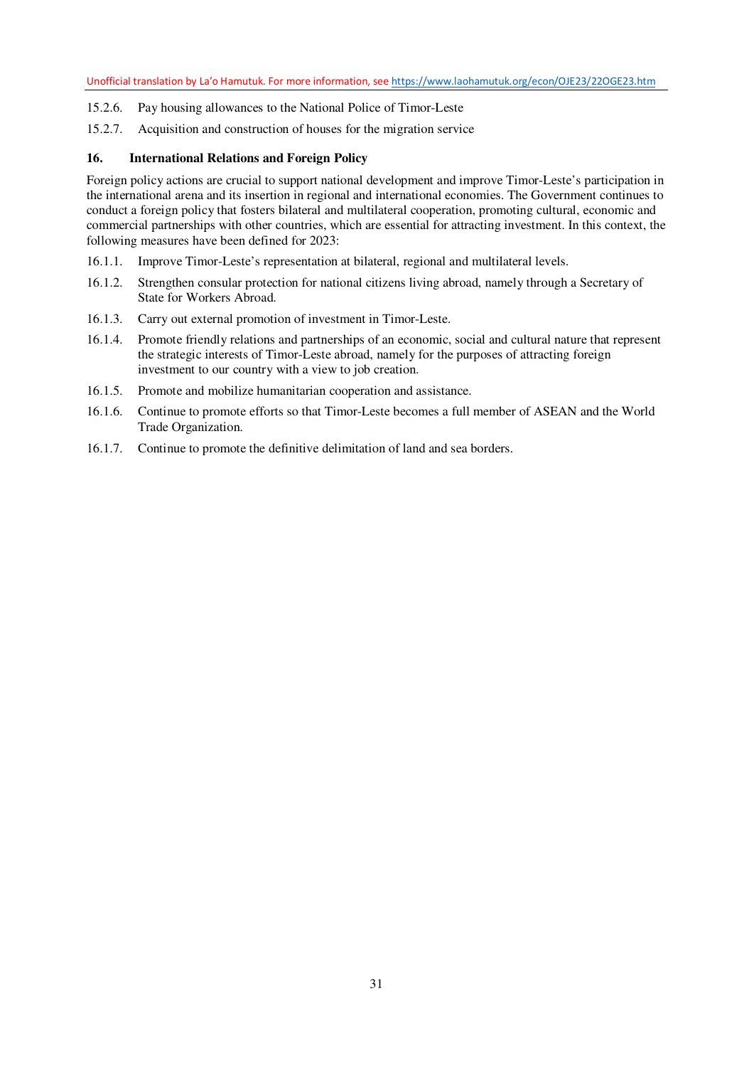15.2.6. Pay housing allowances to the National Police of Timor-Leste

15.2.7. Acquisition and construction of houses for the migration service

## 16. International Relations and Foreign Policy

Foreign policy actions are crucial to support national development and improve Timor-Leste's participation in the international arena and its insertion in regional and international economies. The Government continues to conduct a foreign policy that fosters bilateral and multilateral cooperation, promoting cultural, economic and commercial partnerships with other countries, which are essential for attracting investment. In this context, the following measures have been defined for 2023:

16.1.1. Improve Timor-Leste's representation at bilateral, regional and multilateral levels.

16.1.2. Strengthen consular protection for national citizens living abroad, namely through a Secretary of State for Workers Abroad.

16.1.3. Carry out external promotion of investment in Timor-Leste.

16.1.4. Promote friendly relations and partnerships of an economic, social and cultural nature that represent the strategic interests of Timor-Leste abroad, namely for the purposes of attracting foreign investment to our country with a view to job creation.

16.1.5. Promote and mobilize humanitarian cooperation and assistance.

16.1.6. Continue to promote efforts so that Timor-Leste becomes a full member of ASEAN and the World Trade Organization.

16.1.7. Continue to promote the definitive delimitation of land and sea borders.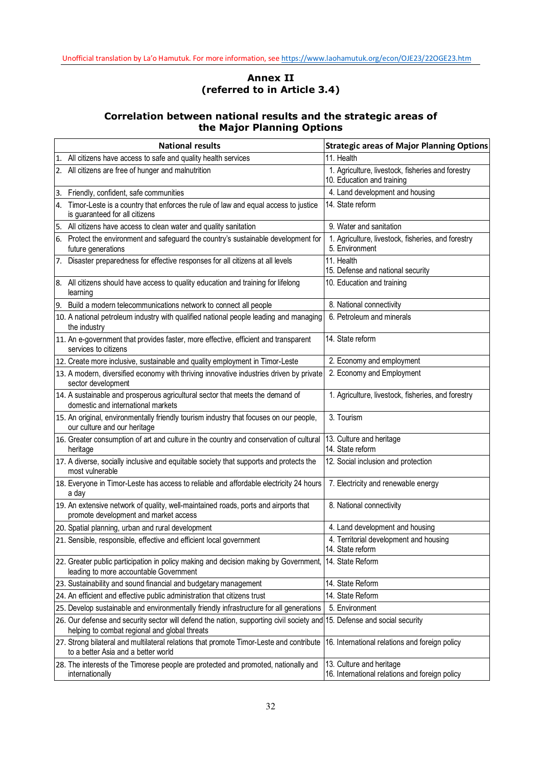Unofficial translation by La'o Hamutuk. For more information, see https://www.laohamutuk.org/econ/OJE23/22OGE23.htm

## Annex II
## (referred to in Article 3.4)

### Correlation between national results and the strategic areas of the Major Planning Options

| National results | Strategic areas of Major Planning Options |
|---|---|
| 1. All citizens have access to safe and quality health services | 11. Health |
| 2. All citizens are free of hunger and malnutrition | 1. Agriculture, livestock, fisheries and forestry<br>10. Education and training |
| 3. Friendly, confident, safe communities | 4. Land development and housing |
| 4. Timor-Leste is a country that enforces the rule of law and equal access to justice is guaranteed for all citizens | 14. State reform |
| 5. All citizens have access to clean water and quality sanitation | 9. Water and sanitation |
| 6. Protect the environment and safeguard the country's sustainable development for future generations | 1. Agriculture, livestock, fisheries, and forestry<br>5. Environment |
| 7. Disaster preparedness for effective responses for all citizens at all levels | 11. Health<br>15. Defense and national security |
| 8. All citizens should have access to quality education and training for lifelong learning | 10. Education and training |
| 9. Build a modern telecommunications network to connect all people | 8. National connectivity |
| 10. A national petroleum industry with qualified national people leading and managing the industry | 6. Petroleum and minerals |
| 11. An e-government that provides faster, more effective, efficient and transparent services to citizens | 14. State reform |
| 12. Create more inclusive, sustainable and quality employment in Timor-Leste | 2. Economy and employment |
| 13. A modern, diversified economy with thriving innovative industries driven by private sector development | 2. Economy and Employment |
| 14. A sustainable and prosperous agricultural sector that meets the demand of domestic and international markets | 1. Agriculture, livestock, fisheries, and forestry |
| 15. An original, environmentally friendly tourism industry that focuses on our people, our culture and our heritage | 3. Tourism |
| 16. Greater consumption of art and culture in the country and conservation of cultural heritage | 13. Culture and heritage<br>14. State reform |
| 17. A diverse, socially inclusive and equitable society that supports and protects the most vulnerable | 12. Social inclusion and protection |
| 18. Everyone in Timor-Leste has access to reliable and affordable electricity 24 hours a day | 7. Electricity and renewable energy |
| 19. An extensive network of quality, well-maintained roads, ports and airports that promote development and market access | 8. National connectivity |
| 20. Spatial planning, urban and rural development | 4. Land development and housing |
| 21. Sensible, responsible, effective and efficient local government | 4. Territorial development and housing<br>14. State reform |
| 22. Greater public participation in policy making and decision making by Government, leading to more accountable Government | 14. State Reform |
| 23. Sustainability and sound financial and budgetary management | 14. State Reform |
| 24. An efficient and effective public administration that citizens trust | 14. State Reform |
| 25. Develop sustainable and environmentally friendly infrastructure for all generations | 5. Environment |
| 26. Our defense and security sector will defend the nation, supporting civil society and helping to combat regional and global threats | 15. Defense and social security |
| 27. Strong bilateral and multilateral relations that promote Timor-Leste and contribute to a better Asia and a better world | 16. International relations and foreign policy |
| 28. The interests of the Timorese people are protected and promoted, nationally and internationally | 13. Culture and heritage<br>16. International relations and foreign policy |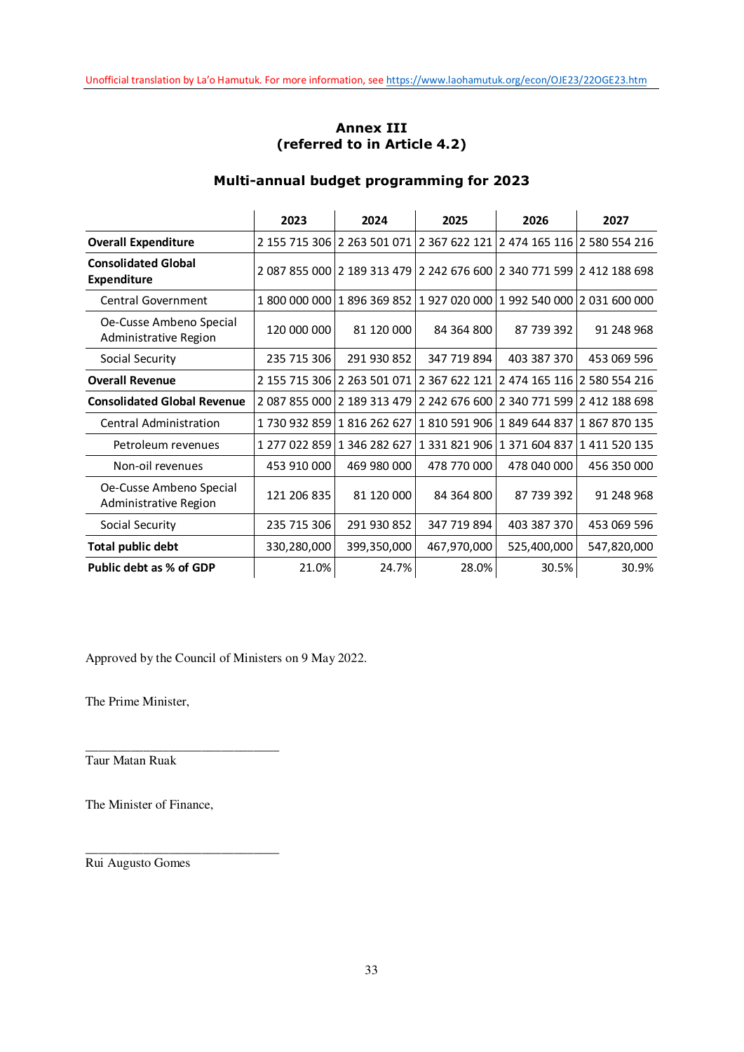Unofficial translation by La'o Hamutuk. For more information, see https://www.laohamutuk.org/econ/OJE23/22OGE23.htm

## Annex III
## (referred to in Article 4.2)

### Multi-annual budget programming for 2023

| | 2023 | 2024 | 2025 | 2026 | 2027 |
|---|---|---|---|---|---|
| **Overall Expenditure** | 2 155 715 306 | 2 263 501 071 | 2 367 622 121 | 2 474 165 116 | 2 580 554 216 |
| **Consolidated Global Expenditure** | 2 087 855 000 | 2 189 313 479 | 2 242 676 600 | 2 340 771 599 | 2 412 188 698 |
| Central Government | 1 800 000 000 | 1 896 369 852 | 1 927 020 000 | 1 992 540 000 | 2 031 600 000 |
| Oe-Cusse Ambeno Special Administrative Region | 120 000 000 | 81 120 000 | 84 364 800 | 87 739 392 | 91 248 968 |
| Social Security | 235 715 306 | 291 930 852 | 347 719 894 | 403 387 370 | 453 069 596 |
| **Overall Revenue** | 2 155 715 306 | 2 263 501 071 | 2 367 622 121 | 2 474 165 116 | 2 580 554 216 |
| **Consolidated Global Revenue** | 2 087 855 000 | 2 189 313 479 | 2 242 676 600 | 2 340 771 599 | 2 412 188 698 |
| Central Administration | 1 730 932 859 | 1 816 262 627 | 1 810 591 906 | 1 849 644 837 | 1 867 870 135 |
| Petroleum revenues | 1 277 022 859 | 1 346 282 627 | 1 331 821 906 | 1 371 604 837 | 1 411 520 135 |
| Non-oil revenues | 453 910 000 | 469 980 000 | 478 770 000 | 478 040 000 | 456 350 000 |
| Oe-Cusse Ambeno Special Administrative Region | 121 206 835 | 81 120 000 | 84 364 800 | 87 739 392 | 91 248 968 |
| Social Security | 235 715 306 | 291 930 852 | 347 719 894 | 403 387 370 | 453 069 596 |
| **Total public debt** | 330,280,000 | 399,350,000 | 467,970,000 | 525,400,000 | 547,820,000 |
| **Public debt as % of GDP** | 21.0% | 24.7% | 28.0% | 30.5% | 30.9% |

Approved by the Council of Ministers on 9 May 2022.

The Prime Minister,

______________________________
Taur Matan Ruak

The Minister of Finance,

______________________________
Rui Augusto Gomes